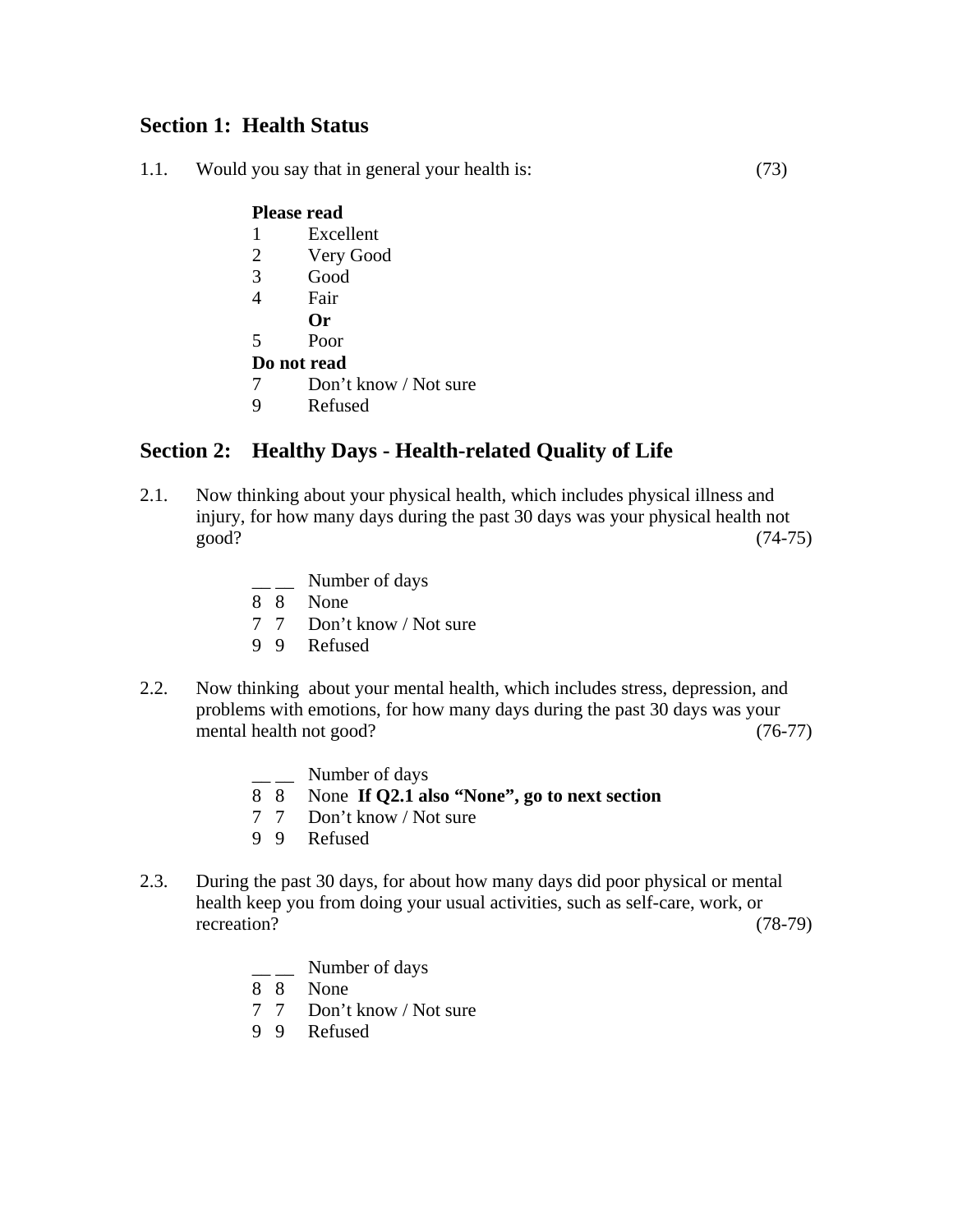## Section 1: Health Status

1.1. Would you say that in general your health is: (73)

**Please read**

1 Excellent
2 Very Good
3 Good
4 Fair
**Or**
5 Poor

**Do not read**

7 Don't know / Not sure
9 Refused

## Section 2: Healthy Days - Health-related Quality of Life

2.1. Now thinking about your physical health, which includes physical illness and injury, for how many days during the past 30 days was your physical health not good? (74-75)

__ __ Number of days
8 8 None
7 7 Don't know / Not sure
9 9 Refused

2.2. Now thinking about your mental health, which includes stress, depression, and problems with emotions, for how many days during the past 30 days was your mental health not good? (76-77)

__ __ Number of days
8 8 None **If Q2.1 also "None", go to next section**
7 7 Don't know / Not sure
9 9 Refused

2.3. During the past 30 days, for about how many days did poor physical or mental health keep you from doing your usual activities, such as self-care, work, or recreation? (78-79)

__ __ Number of days
8 8 None
7 7 Don't know / Not sure
9 9 Refused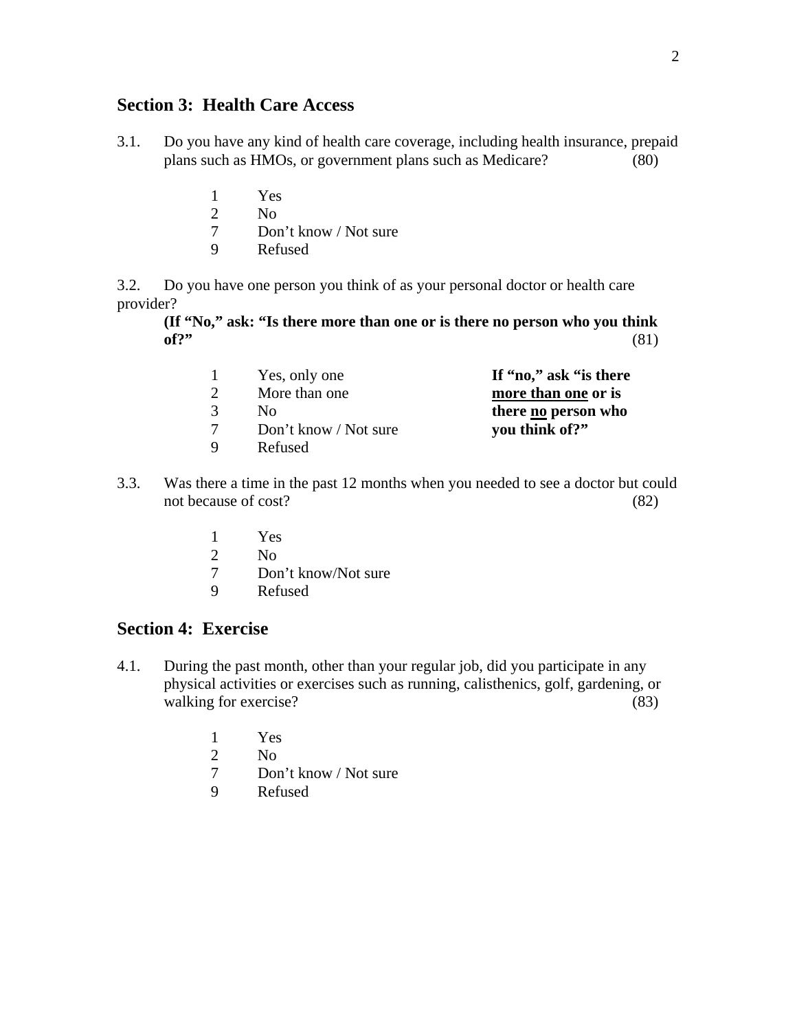## Section 3:  Health Care Access

3.1. Do you have any kind of health care coverage, including health insurance, prepaid plans such as HMOs, or government plans such as Medicare? (80)

- 1 Yes
- 2 No
- 7 Don't know / Not sure
- 9 Refused

3.2. Do you have one person you think of as your personal doctor or health care provider?
**(If "No," ask: "Is there more than one or is there no person who you think of?"** (81)

- 1 Yes, only one
- 2 More than one
- 3 No
- 7 Don't know / Not sure
- 9 Refused

**If "no," ask "is there <u>more than one</u> or is there <u>no</u> person who you think of?"**

3.3. Was there a time in the past 12 months when you needed to see a doctor but could not because of cost? (82)

- 1 Yes
- 2 No
- 7 Don't know/Not sure
- 9 Refused

## Section 4:  Exercise

4.1. During the past month, other than your regular job, did you participate in any physical activities or exercises such as running, calisthenics, golf, gardening, or walking for exercise? (83)

- 1 Yes
- 2 No
- 7 Don't know / Not sure
- 9 Refused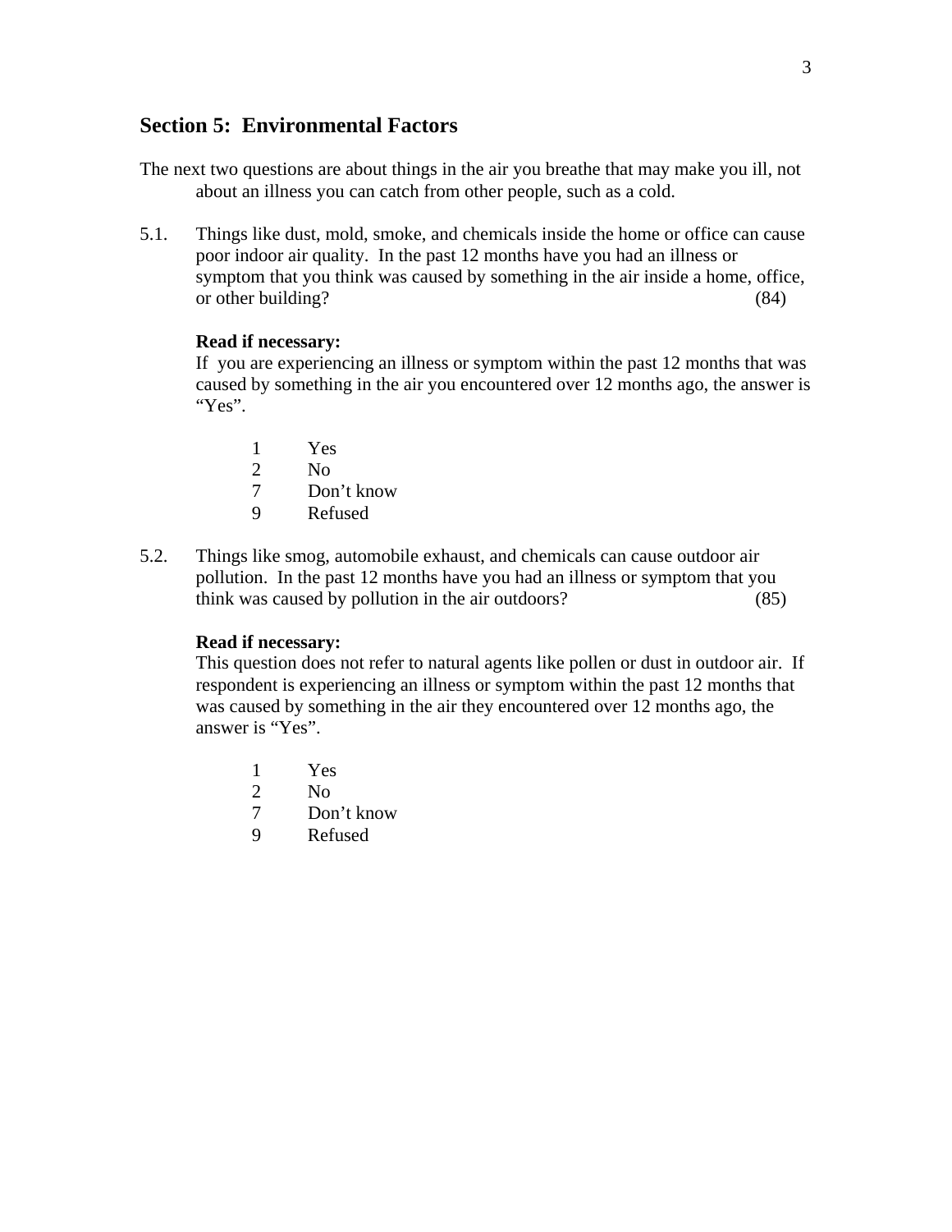## Section 5: Environmental Factors

The next two questions are about things in the air you breathe that may make you ill, not about an illness you can catch from other people, such as a cold.

5.1. Things like dust, mold, smoke, and chemicals inside the home or office can cause poor indoor air quality. In the past 12 months have you had an illness or symptom that you think was caused by something in the air inside a home, office, or other building? (84)

**Read if necessary:**
If you are experiencing an illness or symptom within the past 12 months that was caused by something in the air you encountered over 12 months ago, the answer is "Yes".

1 Yes
2 No
7 Don't know
9 Refused

5.2. Things like smog, automobile exhaust, and chemicals can cause outdoor air pollution. In the past 12 months have you had an illness or symptom that you think was caused by pollution in the air outdoors? (85)

**Read if necessary:**
This question does not refer to natural agents like pollen or dust in outdoor air. If respondent is experiencing an illness or symptom within the past 12 months that was caused by something in the air they encountered over 12 months ago, the answer is "Yes".

1 Yes
2 No
7 Don't know
9 Refused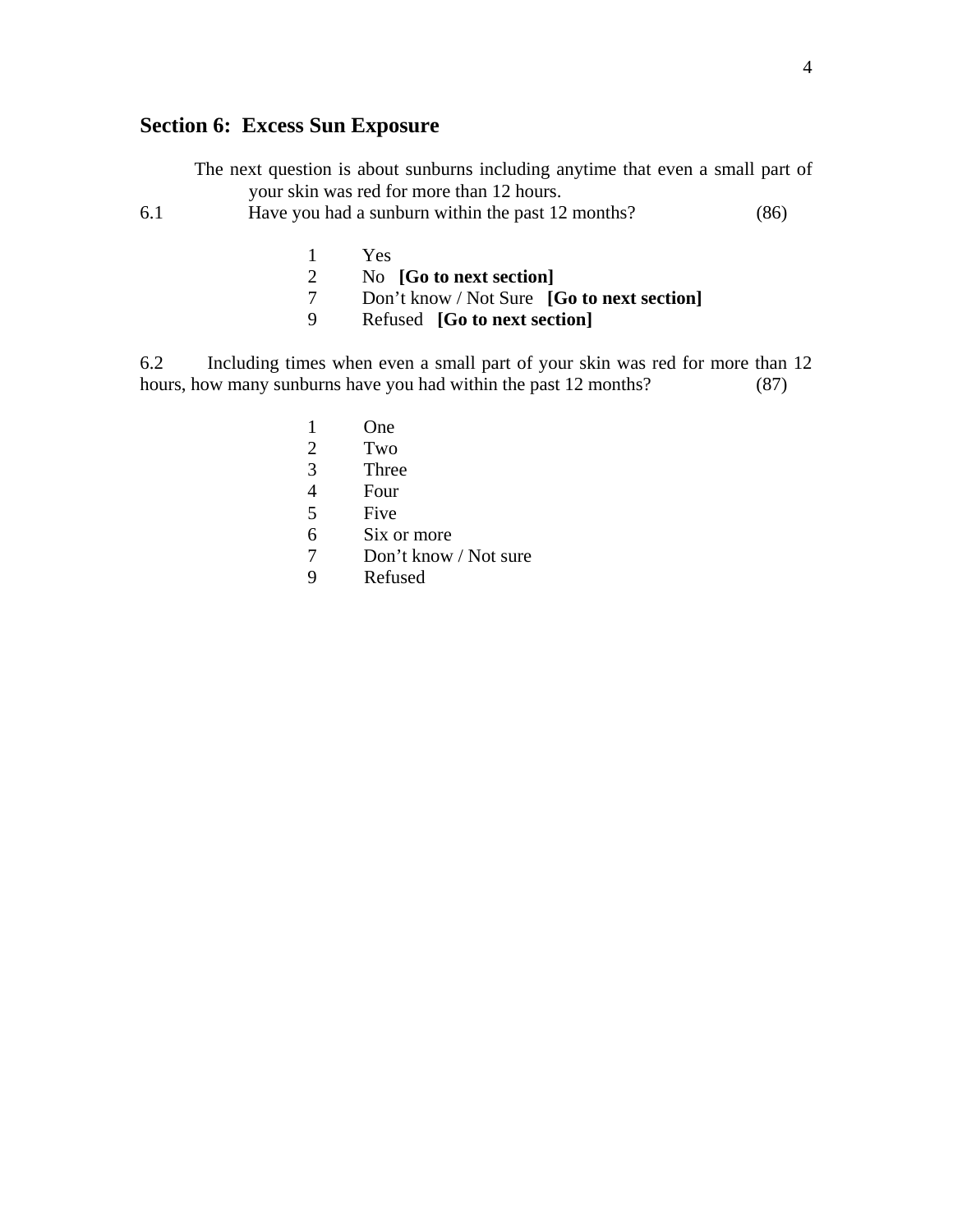## Section 6: Excess Sun Exposure

The next question is about sunburns including anytime that even a small part of your skin was red for more than 12 hours.

6.1 Have you had a sunburn within the past 12 months? (86)

1 Yes
2 No **[Go to next section]**
7 Don't know / Not Sure **[Go to next section]**
9 Refused **[Go to next section]**

6.2 Including times when even a small part of your skin was red for more than 12 hours, how many sunburns have you had within the past 12 months? (87)

1 One
2 Two
3 Three
4 Four
5 Five
6 Six or more
7 Don't know / Not sure
9 Refused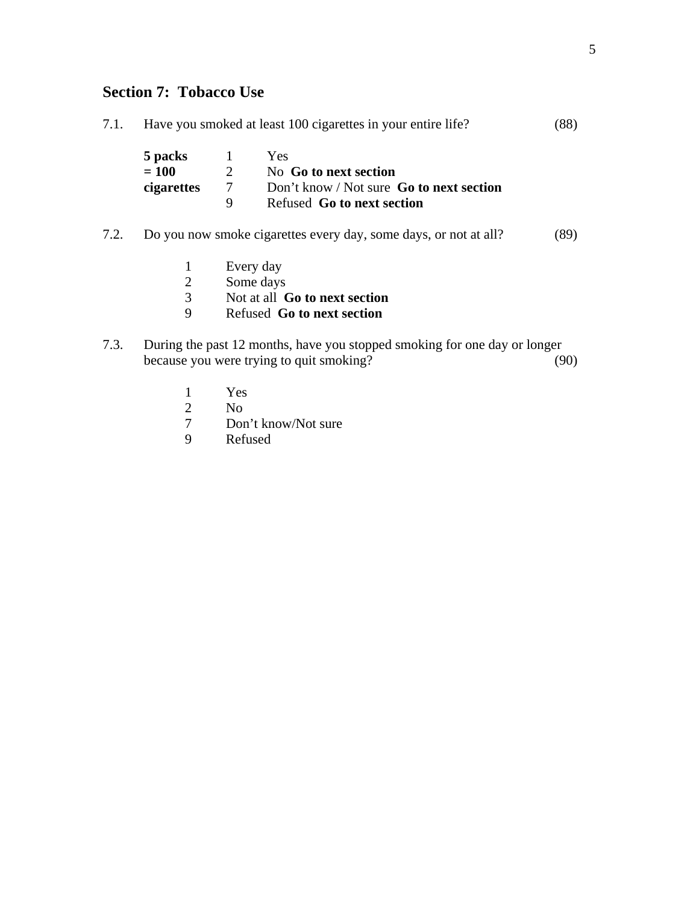## Section 7: Tobacco Use

7.1. Have you smoked at least 100 cigarettes in your entire life? (88)

**5 packs = 100 cigarettes**

1 Yes
2 No **Go to next section**
7 Don't know / Not sure **Go to next section**
9 Refused **Go to next section**

7.2. Do you now smoke cigarettes every day, some days, or not at all? (89)

1 Every day
2 Some days
3 Not at all **Go to next section**
9 Refused **Go to next section**

7.3. During the past 12 months, have you stopped smoking for one day or longer because you were trying to quit smoking? (90)

1 Yes
2 No
7 Don't know/Not sure
9 Refused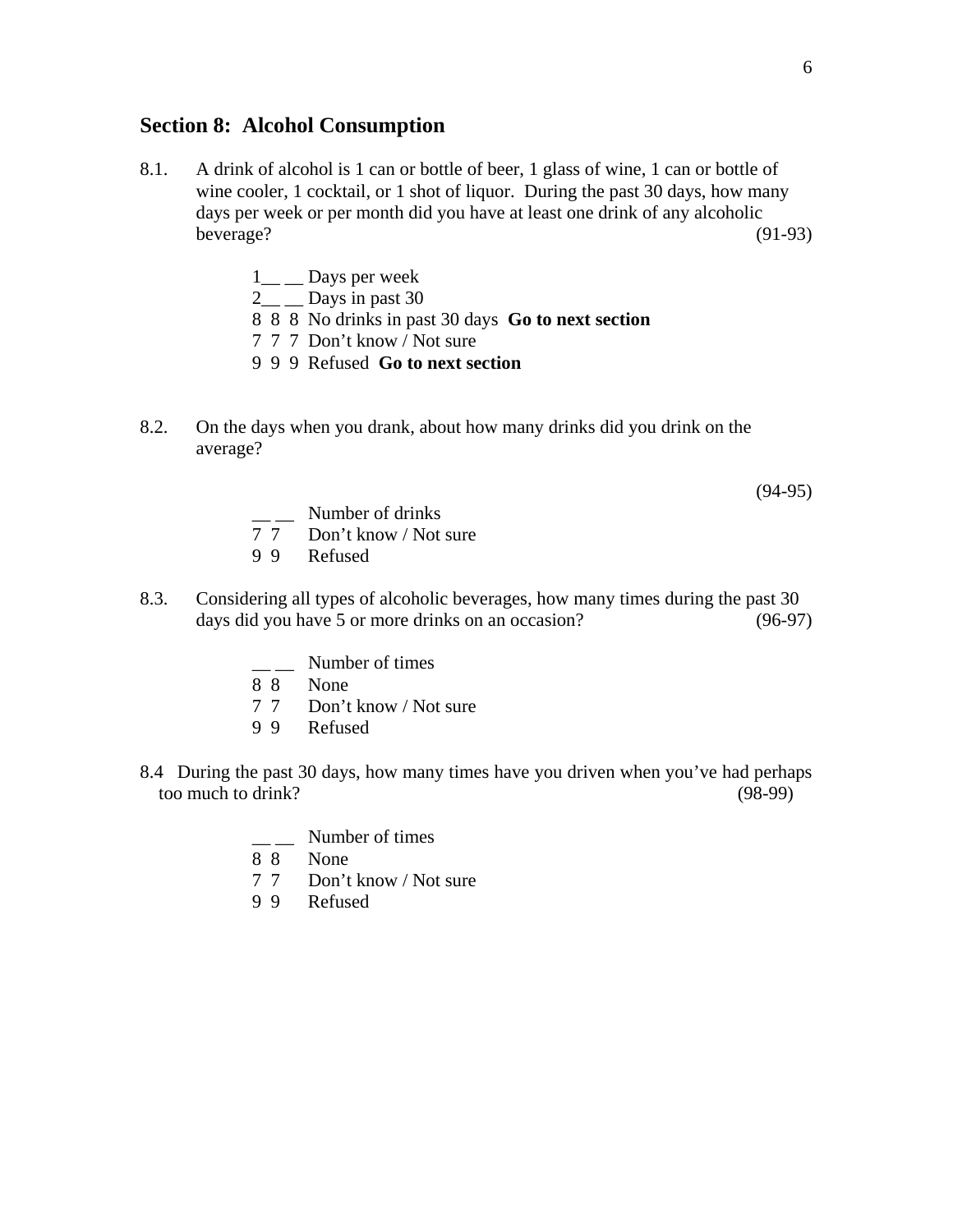## Section 8: Alcohol Consumption

8.1. A drink of alcohol is 1 can or bottle of beer, 1 glass of wine, 1 can or bottle of wine cooler, 1 cocktail, or 1 shot of liquor. During the past 30 days, how many days per week or per month did you have at least one drink of any alcoholic beverage? (91-93)

- 1__ __ Days per week
- 2__ __ Days in past 30
- 8 8 8 No drinks in past 30 days **Go to next section**
- 7 7 7 Don't know / Not sure
- 9 9 9 Refused **Go to next section**

8.2. On the days when you drank, about how many drinks did you drink on the average? (94-95)

- __ __ Number of drinks
- 7 7 Don't know / Not sure
- 9 9 Refused

8.3. Considering all types of alcoholic beverages, how many times during the past 30 days did you have 5 or more drinks on an occasion? (96-97)

- __ __ Number of times
- 8 8 None
- 7 7 Don't know / Not sure
- 9 9 Refused

8.4 During the past 30 days, how many times have you driven when you've had perhaps too much to drink? (98-99)

- __ __ Number of times
- 8 8 None
- 7 7 Don't know / Not sure
- 9 9 Refused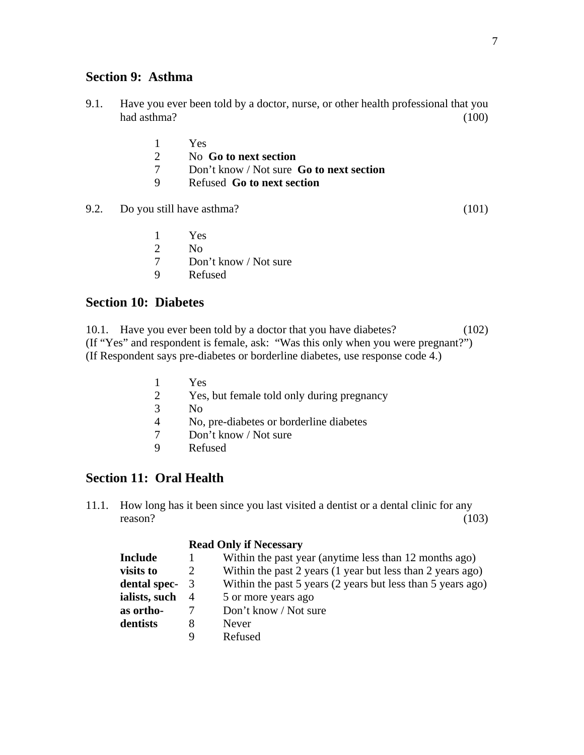## Section 9: Asthma

9.1. Have you ever been told by a doctor, nurse, or other health professional that you had asthma? (100)

- 1 Yes
- 2 No **Go to next section**
- 7 Don't know / Not sure **Go to next section**
- 9 Refused **Go to next section**

9.2. Do you still have asthma? (101)

- 1 Yes
- 2 No
- 7 Don't know / Not sure
- 9 Refused

## Section 10: Diabetes

10.1. Have you ever been told by a doctor that you have diabetes? (102)
(If "Yes" and respondent is female, ask: "Was this only when you were pregnant?")
(If Respondent says pre-diabetes or borderline diabetes, use response code 4.)

- 1 Yes
- 2 Yes, but female told only during pregnancy
- 3 No
- 4 No, pre-diabetes or borderline diabetes
- 7 Don't know / Not sure
- 9 Refused

## Section 11: Oral Health

11.1. How long has it been since you last visited a dentist or a dental clinic for any reason? (103)

**Read Only if Necessary**

**Include visits to dental specialists, such as orthodentists**

- 1 Within the past year (anytime less than 12 months ago)
- 2 Within the past 2 years (1 year but less than 2 years ago)
- 3 Within the past 5 years (2 years but less than 5 years ago)
- 4 5 or more years ago
- 7 Don't know / Not sure
- 8 Never
- 9 Refused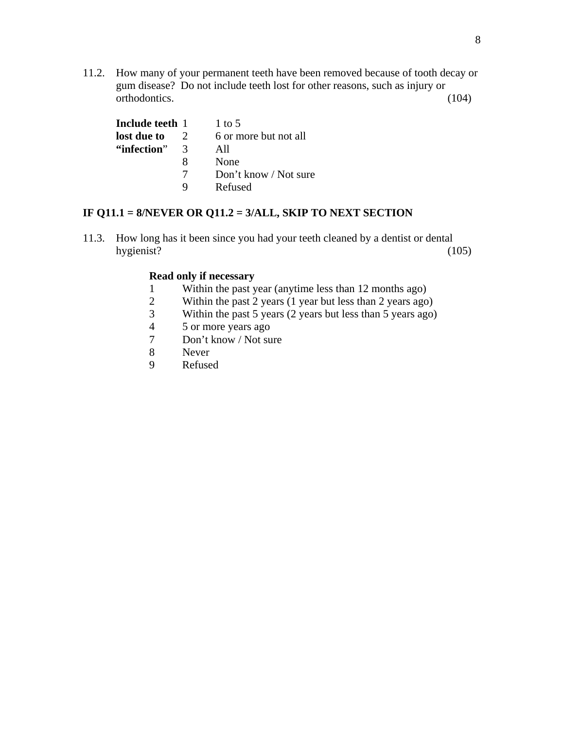11.2. How many of your permanent teeth have been removed because of tooth decay or gum disease? Do not include teeth lost for other reasons, such as injury or orthodontics. (104)

| | | |
|---|---|---|
| **Include teeth** | 1 | 1 to 5 |
| **lost due to** | 2 | 6 or more but not all |
| **"infection"** | 3 | All |
| | 8 | None |
| | 7 | Don't know / Not sure |
| | 9 | Refused |

**IF Q11.1 = 8/NEVER OR Q11.2 = 3/ALL, SKIP TO NEXT SECTION**

11.3. How long has it been since you had your teeth cleaned by a dentist or dental hygienist? (105)

**Read only if necessary**

1 Within the past year (anytime less than 12 months ago)
2 Within the past 2 years (1 year but less than 2 years ago)
3 Within the past 5 years (2 years but less than 5 years ago)
4 5 or more years ago
7 Don't know / Not sure
8 Never
9 Refused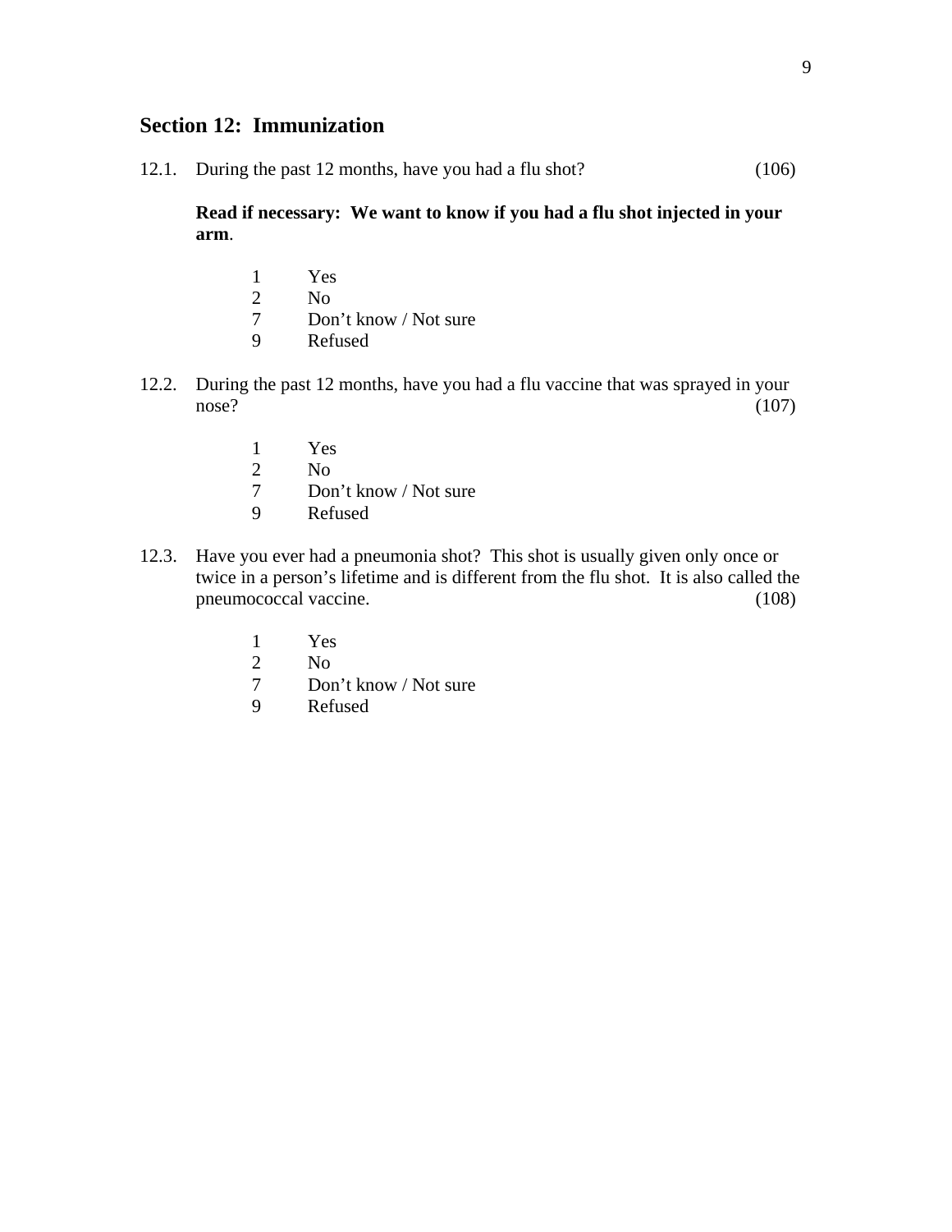## Section 12: Immunization

12.1. During the past 12 months, have you had a flu shot? (106)

**Read if necessary: We want to know if you had a flu shot injected in your arm**.

1 Yes
2 No
7 Don't know / Not sure
9 Refused

12.2. During the past 12 months, have you had a flu vaccine that was sprayed in your nose? (107)

1 Yes
2 No
7 Don't know / Not sure
9 Refused

12.3. Have you ever had a pneumonia shot? This shot is usually given only once or twice in a person's lifetime and is different from the flu shot. It is also called the pneumococcal vaccine. (108)

1 Yes
2 No
7 Don't know / Not sure
9 Refused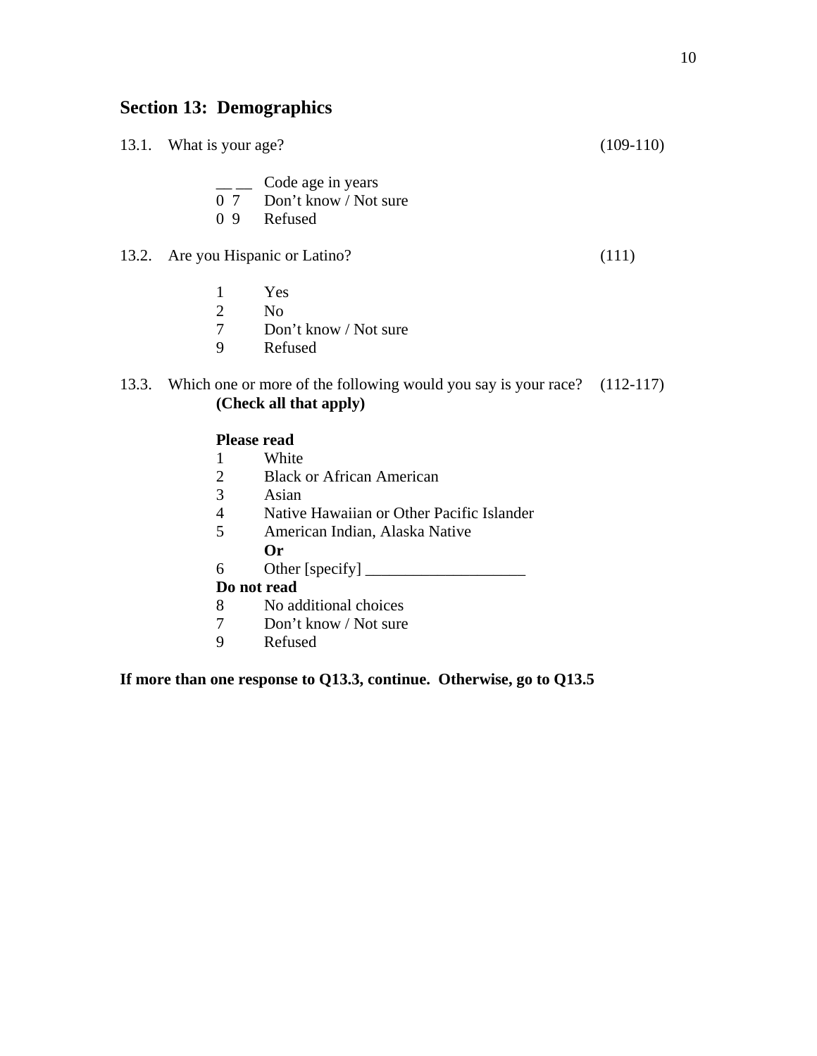## Section 13: Demographics

13.1. What is your age? (109-110)

- __ __ Code age in years
- 0 7 Don't know / Not sure
- 0 9 Refused

13.2. Are you Hispanic or Latino? (111)

- 1 Yes
- 2 No
- 7 Don't know / Not sure
- 9 Refused

13.3. Which one or more of the following would you say is your race? (112-117)
**(Check all that apply)**

**Please read**

- 1 White
- 2 Black or African American
- 3 Asian
- 4 Native Hawaiian or Other Pacific Islander
- 5 American Indian, Alaska Native

**Or**

- 6 Other [specify] ____________________

**Do not read**

- 8 No additional choices
- 7 Don't know / Not sure
- 9 Refused

**If more than one response to Q13.3, continue. Otherwise, go to Q13.5**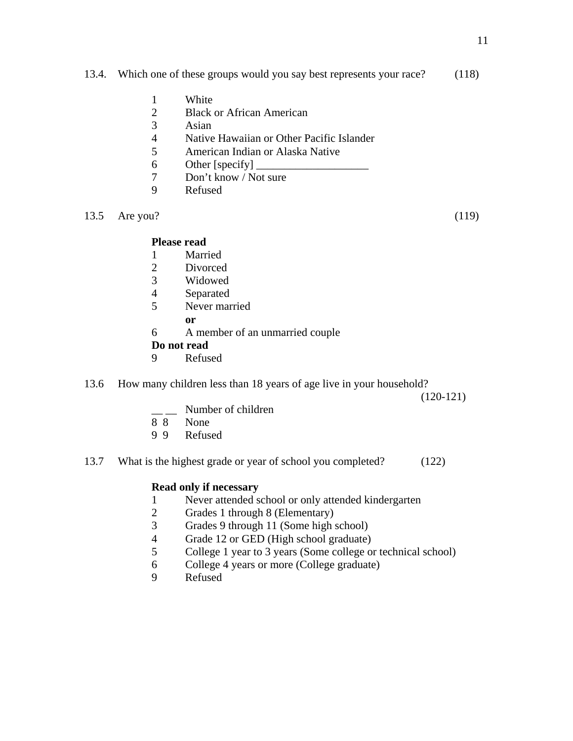13.4. Which one of these groups would you say best represents your race? (118)

1 White
2 Black or African American
3 Asian
4 Native Hawaiian or Other Pacific Islander
5 American Indian or Alaska Native
6 Other [specify] ____________________
7 Don't know / Not sure
9 Refused

13.5 Are you? (119)

**Please read**
1 Married
2 Divorced
3 Widowed
4 Separated
5 Never married
**or**
6 A member of an unmarried couple
**Do not read**
9 Refused

13.6 How many children less than 18 years of age live in your household? (120-121)

__ __ Number of children
8 8 None
9 9 Refused

13.7 What is the highest grade or year of school you completed? (122)

**Read only if necessary**
1 Never attended school or only attended kindergarten
2 Grades 1 through 8 (Elementary)
3 Grades 9 through 11 (Some high school)
4 Grade 12 or GED (High school graduate)
5 College 1 year to 3 years (Some college or technical school)
6 College 4 years or more (College graduate)
9 Refused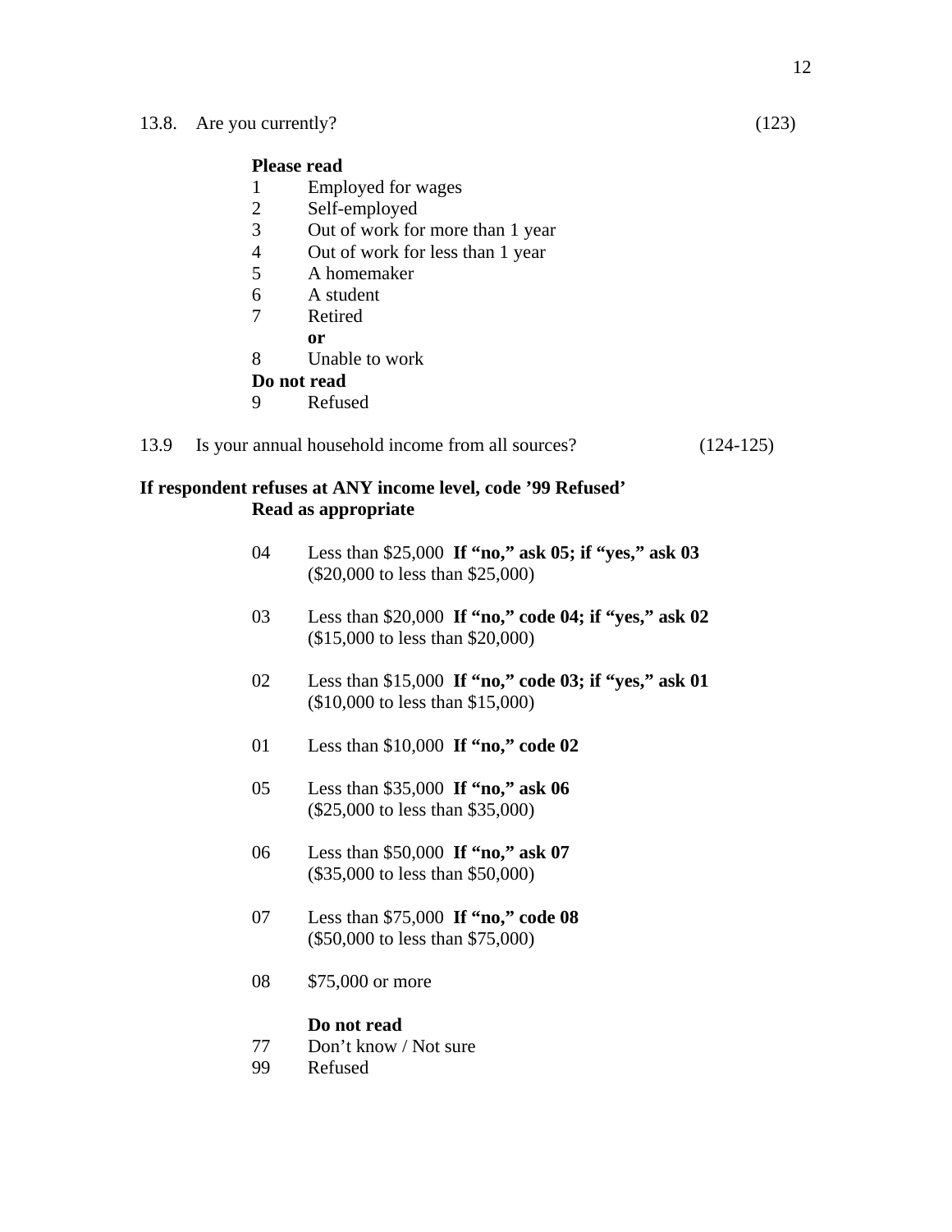13.8. Are you currently? (123)

**Please read**

1 Employed for wages
2 Self-employed
3 Out of work for more than 1 year
4 Out of work for less than 1 year
5 A homemaker
6 A student
7 Retired
**or**
8 Unable to work

**Do not read**

9 Refused

13.9 Is your annual household income from all sources? (124-125)

**If respondent refuses at ANY income level, code '99 Refused'**
**Read as appropriate**

04 Less than $25,000 **If "no," ask 05; if "yes," ask 03**
($20,000 to less than $25,000)

03 Less than $20,000 **If "no," code 04; if "yes," ask 02**
($15,000 to less than $20,000)

02 Less than $15,000 **If "no," code 03; if "yes," ask 01**
($10,000 to less than $15,000)

01 Less than $10,000 **If "no," code 02**

05 Less than $35,000 **If "no," ask 06**
($25,000 to less than $35,000)

06 Less than $50,000 **If "no," ask 07**
($35,000 to less than $50,000)

07 Less than $75,000 **If "no," code 08**
($50,000 to less than $75,000)

08 $75,000 or more

**Do not read**

77 Don't know / Not sure
99 Refused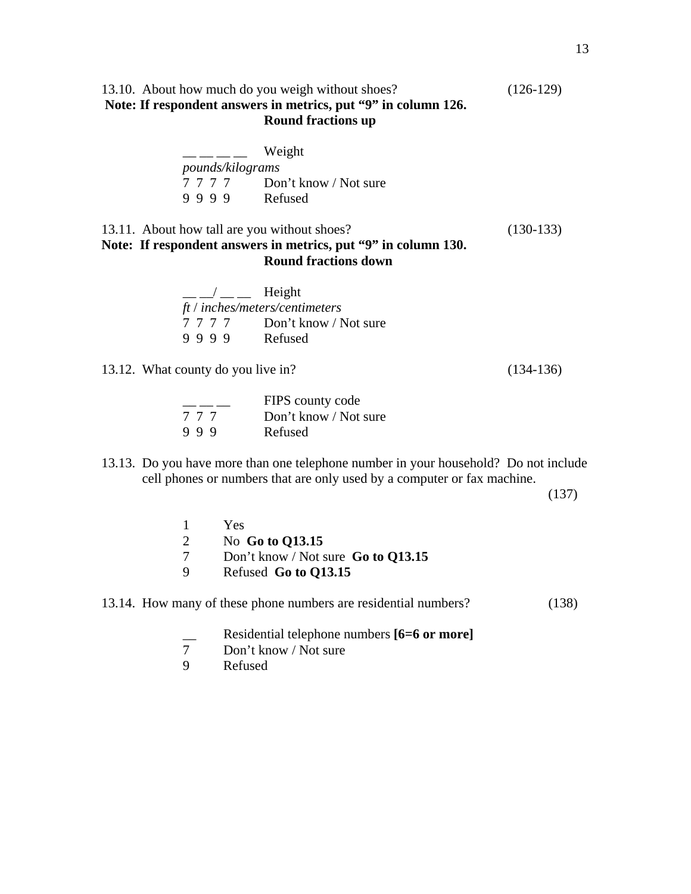13.10. About how much do you weigh without shoes? (126-129)

**Note: If respondent answers in metrics, put "9" in column 126.**
**Round fractions up**

__ __ __ __ Weight
*pounds/kilograms*
7 7 7 7 Don't know / Not sure
9 9 9 9 Refused

13.11. About how tall are you without shoes? (130-133)

**Note: If respondent answers in metrics, put "9" in column 130.**
**Round fractions down**

__ __/ __ __ Height
*ft* / *inches/meters/centimeters*
7 7 7 7 Don't know / Not sure
9 9 9 9 Refused

13.12. What county do you live in? (134-136)

__ __ __ FIPS county code
7 7 7 Don't know / Not sure
9 9 9 Refused

13.13. Do you have more than one telephone number in your household? Do not include cell phones or numbers that are only used by a computer or fax machine. (137)

1 Yes
2 No **Go to Q13.15**
7 Don't know / Not sure **Go to Q13.15**
9 Refused **Go to Q13.15**

13.14. How many of these phone numbers are residential numbers? (138)

__ Residential telephone numbers **[6=6 or more]**
7 Don't know / Not sure
9 Refused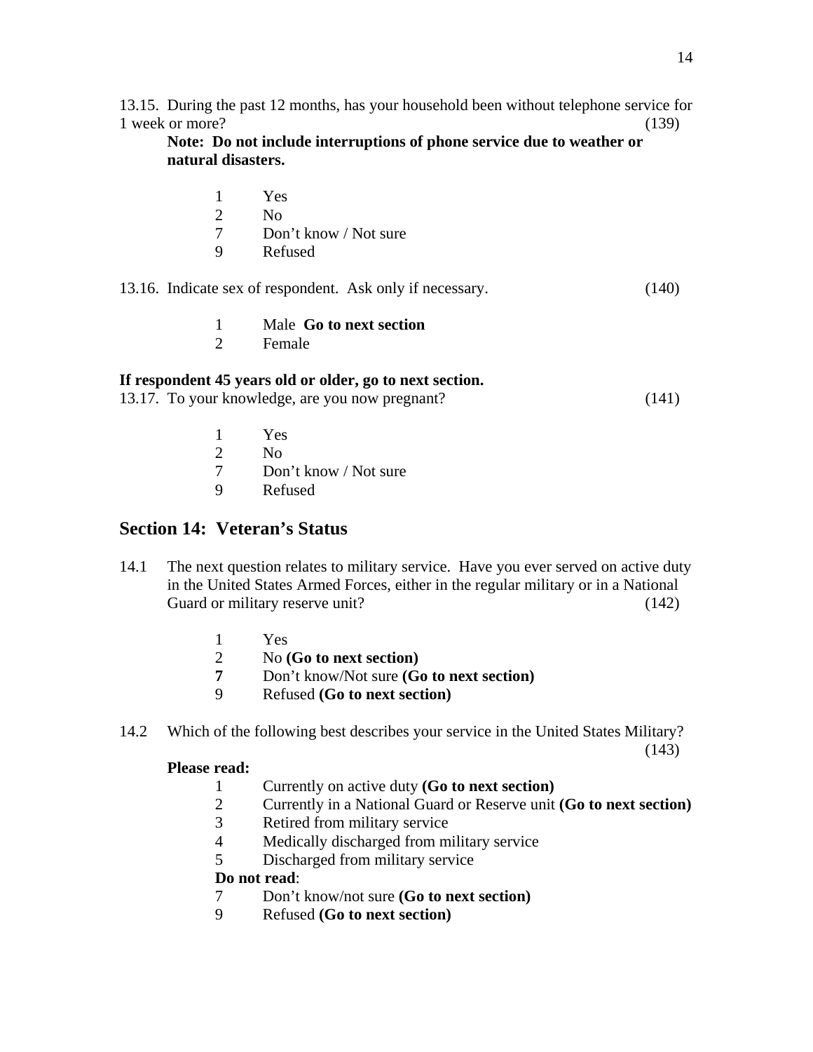13.15. During the past 12 months, has your household been without telephone service for 1 week or more? (139)

**Note: Do not include interruptions of phone service due to weather or natural disasters.**

1 Yes
2 No
7 Don't know / Not sure
9 Refused

13.16. Indicate sex of respondent. Ask only if necessary. (140)

1 Male **Go to next section**
2 Female

**If respondent 45 years old or older, go to next section.**

13.17. To your knowledge, are you now pregnant? (141)

1 Yes
2 No
7 Don't know / Not sure
9 Refused

## Section 14: Veteran's Status

14.1 The next question relates to military service. Have you ever served on active duty in the United States Armed Forces, either in the regular military or in a National Guard or military reserve unit? (142)

1 Yes
2 No **(Go to next section)**
**7** Don't know/Not sure **(Go to next section)**
9 Refused **(Go to next section)**

14.2 Which of the following best describes your service in the United States Military? (143)

**Please read:**

1 Currently on active duty **(Go to next section)**
2 Currently in a National Guard or Reserve unit **(Go to next section)**
3 Retired from military service
4 Medically discharged from military service
5 Discharged from military service

**Do not read**:

7 Don't know/not sure **(Go to next section)**
9 Refused **(Go to next section)**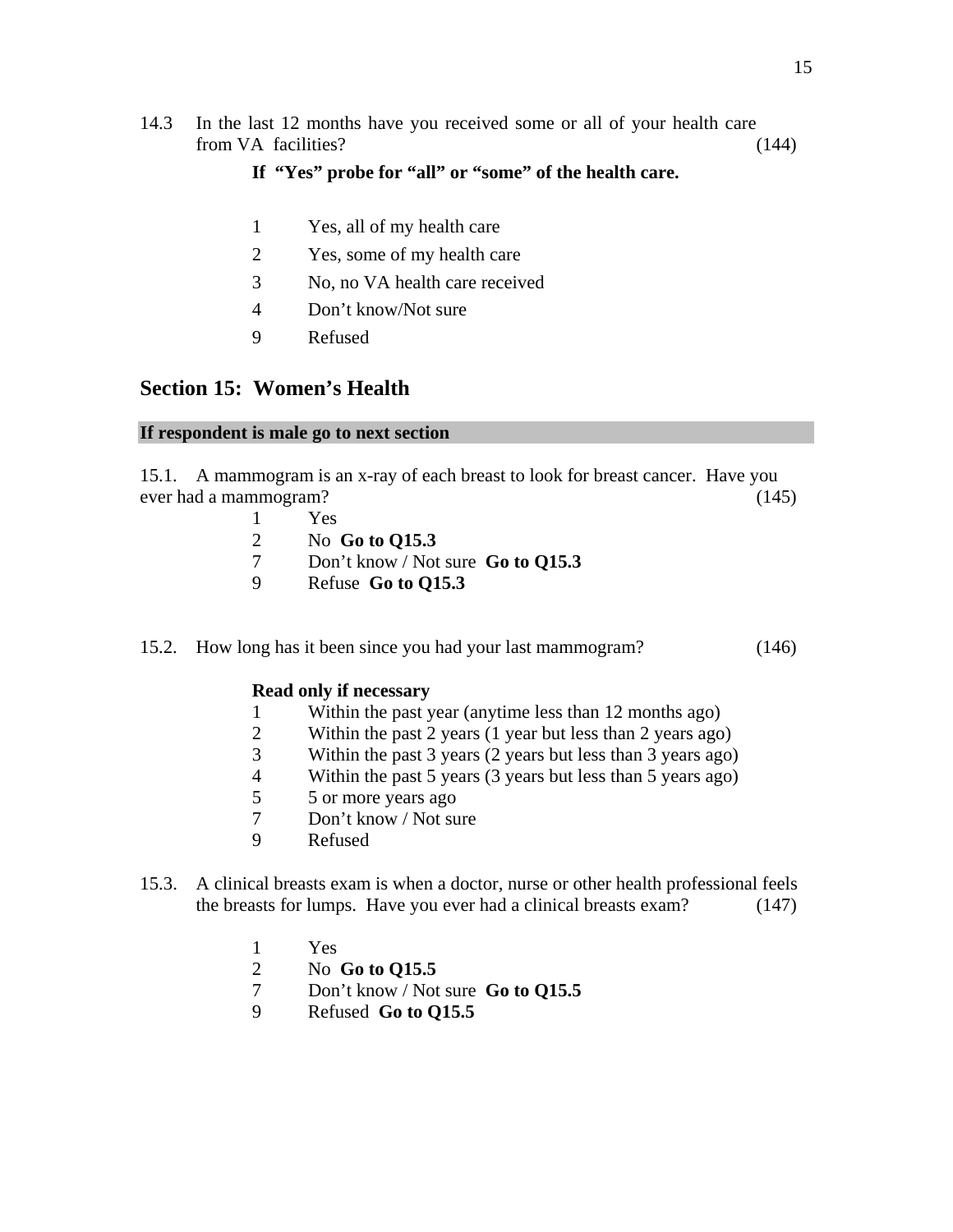14.3 In the last 12 months have you received some or all of your health care from VA facilities? (144)

**If "Yes" probe for "all" or "some" of the health care.**

1 Yes, all of my health care
2 Yes, some of my health care
3 No, no VA health care received
4 Don't know/Not sure
9 Refused

## Section 15: Women's Health

**If respondent is male go to next section**

15.1. A mammogram is an x-ray of each breast to look for breast cancer. Have you ever had a mammogram? (145)

1 Yes
2 No **Go to Q15.3**
7 Don't know / Not sure **Go to Q15.3**
9 Refuse **Go to Q15.3**

15.2. How long has it been since you had your last mammogram? (146)

**Read only if necessary**

1 Within the past year (anytime less than 12 months ago)
2 Within the past 2 years (1 year but less than 2 years ago)
3 Within the past 3 years (2 years but less than 3 years ago)
4 Within the past 5 years (3 years but less than 5 years ago)
5 5 or more years ago
7 Don't know / Not sure
9 Refused

15.3. A clinical breasts exam is when a doctor, nurse or other health professional feels the breasts for lumps. Have you ever had a clinical breasts exam? (147)

1 Yes
2 No **Go to Q15.5**
7 Don't know / Not sure **Go to Q15.5**
9 Refused **Go to Q15.5**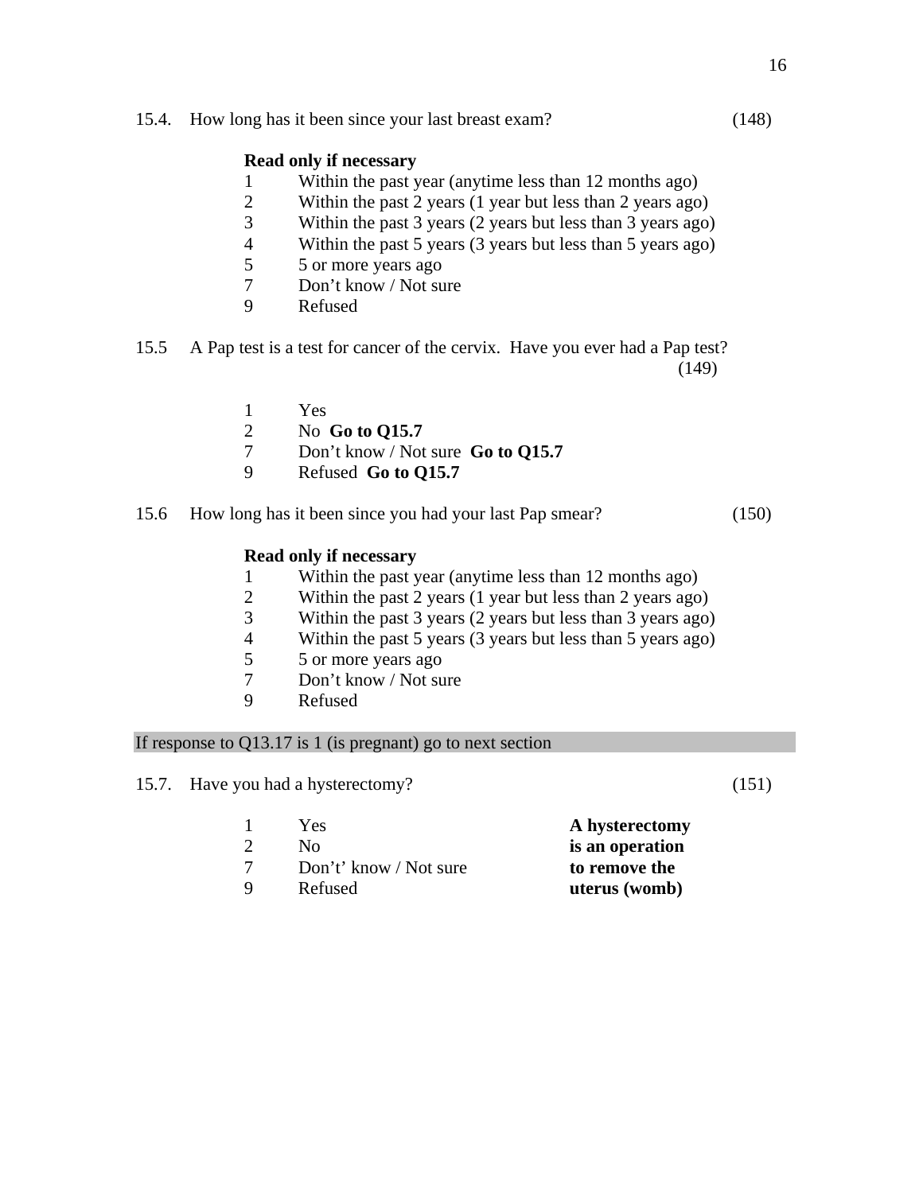15.4. How long has it been since your last breast exam? (148)

**Read only if necessary**

1 Within the past year (anytime less than 12 months ago)
2 Within the past 2 years (1 year but less than 2 years ago)
3 Within the past 3 years (2 years but less than 3 years ago)
4 Within the past 5 years (3 years but less than 5 years ago)
5 5 or more years ago
7 Don’t know / Not sure
9 Refused

15.5 A Pap test is a test for cancer of the cervix. Have you ever had a Pap test? (149)

1 Yes
2 No **Go to Q15.7**
7 Don’t know / Not sure **Go to Q15.7**
9 Refused **Go to Q15.7**

15.6 How long has it been since you had your last Pap smear? (150)

**Read only if necessary**

1 Within the past year (anytime less than 12 months ago)
2 Within the past 2 years (1 year but less than 2 years ago)
3 Within the past 3 years (2 years but less than 3 years ago)
4 Within the past 5 years (3 years but less than 5 years ago)
5 5 or more years ago
7 Don’t know / Not sure
9 Refused

If response to Q13.17 is 1 (is pregnant) go to next section

15.7. Have you had a hysterectomy? (151)

1 Yes
2 No
7 Don’t’ know / Not sure
9 Refused

**A hysterectomy is an operation to remove the uterus (womb)**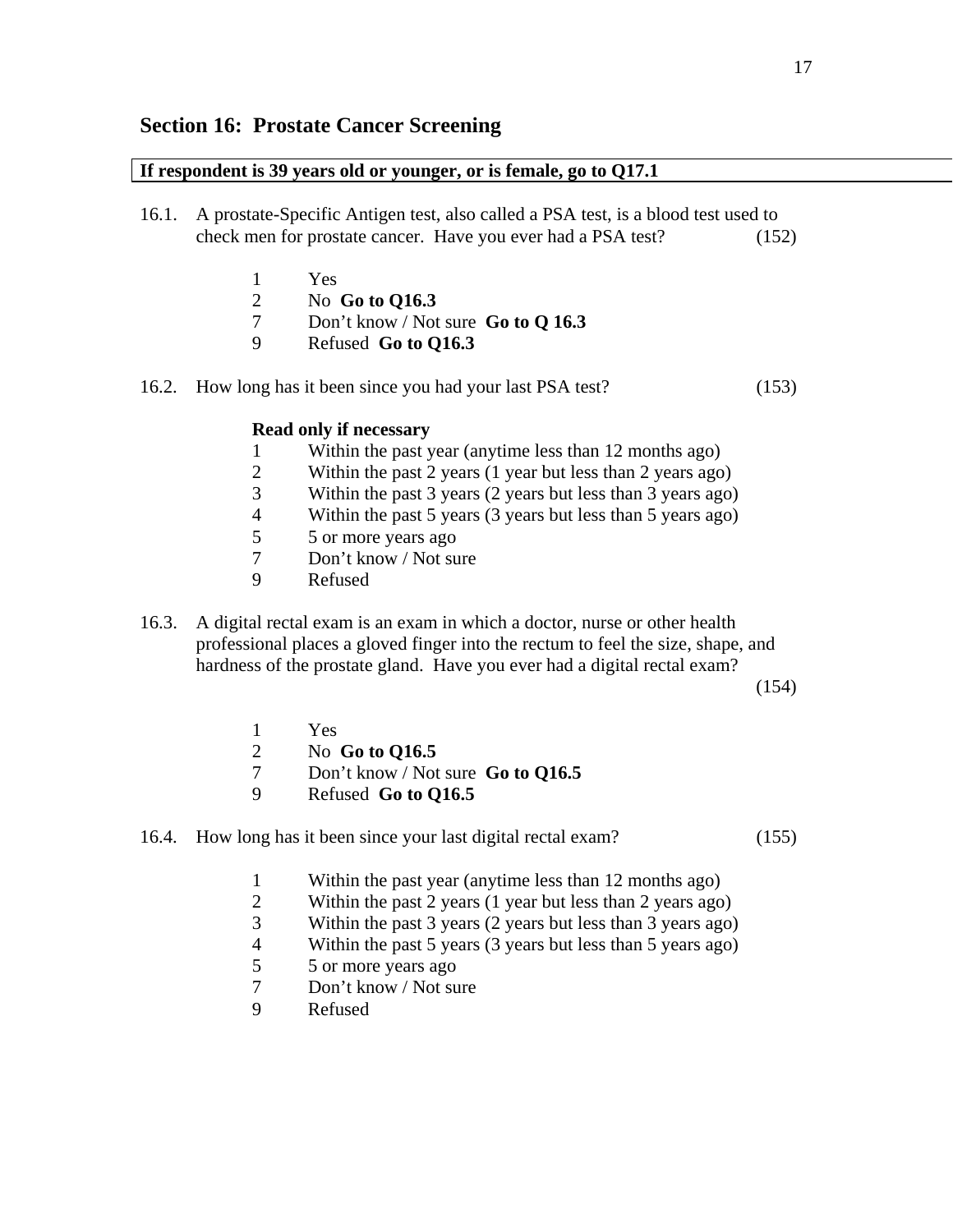## Section 16:  Prostate Cancer Screening

**If respondent is 39 years old or younger, or is female, go to Q17.1**

16.1. A prostate-Specific Antigen test, also called a PSA test, is a blood test used to check men for prostate cancer.  Have you ever had a PSA test? (152)

1 Yes
2 No **Go to Q16.3**
7 Don't know / Not sure **Go to Q 16.3**
9 Refused **Go to Q16.3**

16.2. How long has it been since you had your last PSA test? (153)

**Read only if necessary**
1 Within the past year (anytime less than 12 months ago)
2 Within the past 2 years (1 year but less than 2 years ago)
3 Within the past 3 years (2 years but less than 3 years ago)
4 Within the past 5 years (3 years but less than 5 years ago)
5 5 or more years ago
7 Don't know / Not sure
9 Refused

16.3. A digital rectal exam is an exam in which a doctor, nurse or other health professional places a gloved finger into the rectum to feel the size, shape, and hardness of the prostate gland.  Have you ever had a digital rectal exam? (154)

1 Yes
2 No **Go to Q16.5**
7 Don't know / Not sure **Go to Q16.5**
9 Refused **Go to Q16.5**

16.4. How long has it been since your last digital rectal exam? (155)

1 Within the past year (anytime less than 12 months ago)
2 Within the past 2 years (1 year but less than 2 years ago)
3 Within the past 3 years (2 years but less than 3 years ago)
4 Within the past 5 years (3 years but less than 5 years ago)
5 5 or more years ago
7 Don't know / Not sure
9 Refused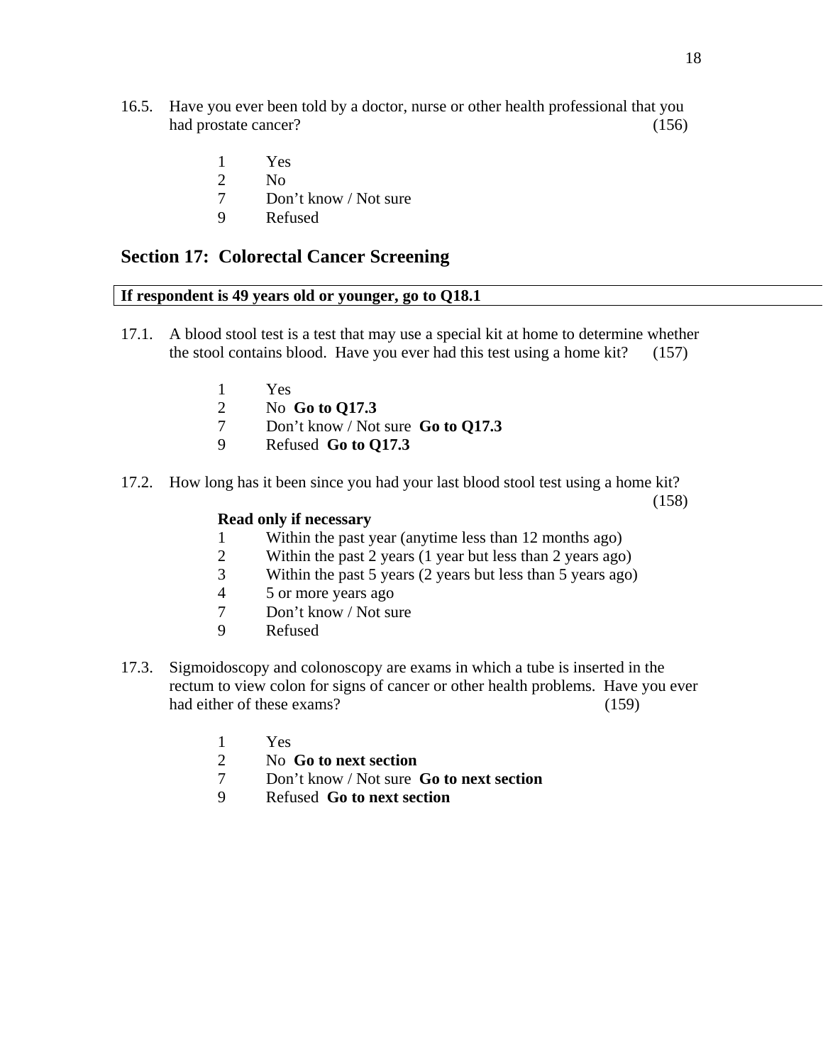16.5. Have you ever been told by a doctor, nurse or other health professional that you had prostate cancer? (156)

1 Yes
2 No
7 Don't know / Not sure
9 Refused

## Section 17: Colorectal Cancer Screening

**If respondent is 49 years old or younger, go to Q18.1**

17.1. A blood stool test is a test that may use a special kit at home to determine whether the stool contains blood. Have you ever had this test using a home kit? (157)

1 Yes
2 No **Go to Q17.3**
7 Don't know / Not sure **Go to Q17.3**
9 Refused **Go to Q17.3**

17.2. How long has it been since you had your last blood stool test using a home kit? (158)

**Read only if necessary**
1 Within the past year (anytime less than 12 months ago)
2 Within the past 2 years (1 year but less than 2 years ago)
3 Within the past 5 years (2 years but less than 5 years ago)
4 5 or more years ago
7 Don't know / Not sure
9 Refused

17.3. Sigmoidoscopy and colonoscopy are exams in which a tube is inserted in the rectum to view colon for signs of cancer or other health problems. Have you ever had either of these exams? (159)

1 Yes
2 No **Go to next section**
7 Don't know / Not sure **Go to next section**
9 Refused **Go to next section**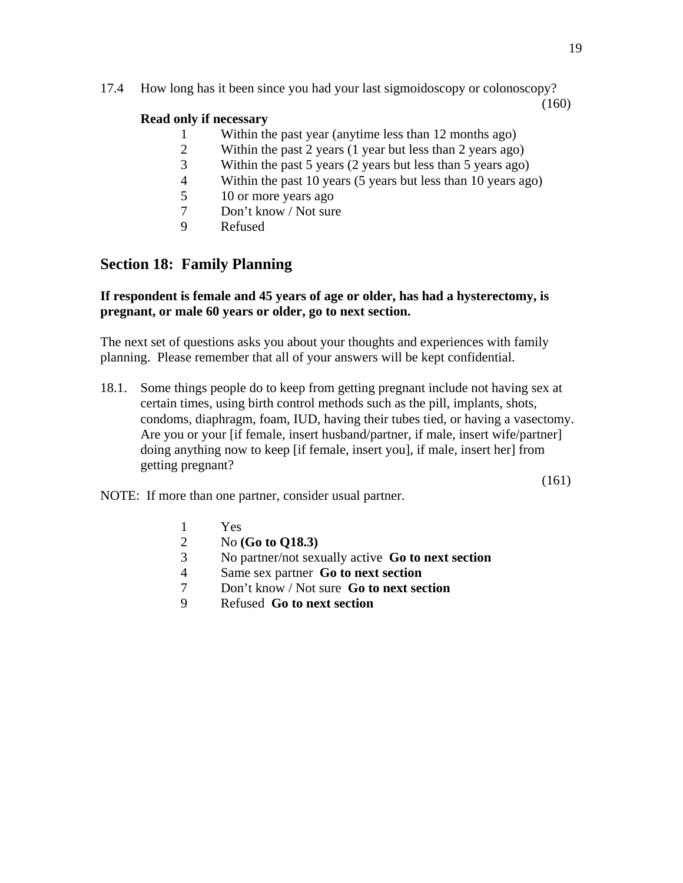17.4 How long has it been since you had your last sigmoidoscopy or colonoscopy?

(160)

**Read only if necessary**

1 Within the past year (anytime less than 12 months ago)
2 Within the past 2 years (1 year but less than 2 years ago)
3 Within the past 5 years (2 years but less than 5 years ago)
4 Within the past 10 years (5 years but less than 10 years ago)
5 10 or more years ago
7 Don’t know / Not sure
9 Refused

## Section 18: Family Planning

**If respondent is female and 45 years of age or older, has had a hysterectomy, is pregnant, or male 60 years or older, go to next section.**

The next set of questions asks you about your thoughts and experiences with family planning. Please remember that all of your answers will be kept confidential.

18.1. Some things people do to keep from getting pregnant include not having sex at certain times, using birth control methods such as the pill, implants, shots, condoms, diaphragm, foam, IUD, having their tubes tied, or having a vasectomy. Are you or your [if female, insert husband/partner, if male, insert wife/partner] doing anything now to keep [if female, insert you], if male, insert her] from getting pregnant?

(161)

NOTE: If more than one partner, consider usual partner.

1 Yes
2 No **(Go to Q18.3)**
3 No partner/not sexually active **Go to next section**
4 Same sex partner **Go to next section**
7 Don’t know / Not sure **Go to next section**
9 Refused **Go to next section**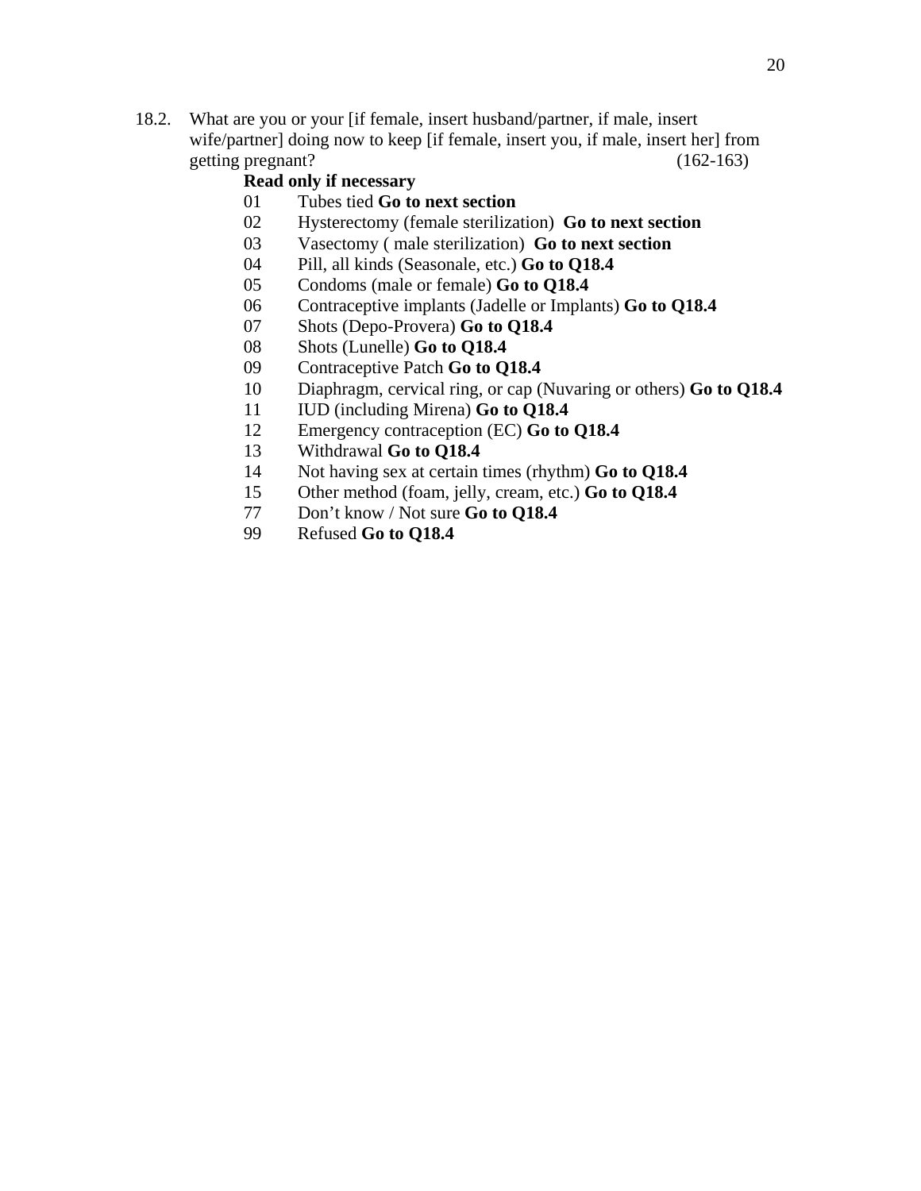18.2. What are you or your [if female, insert husband/partner, if male, insert wife/partner] doing now to keep [if female, insert you, if male, insert her] from getting pregnant? (162-163)

**Read only if necessary**

01 Tubes tied **Go to next section**
02 Hysterectomy (female sterilization) **Go to next section**
03 Vasectomy ( male sterilization) **Go to next section**
04 Pill, all kinds (Seasonale, etc.) **Go to Q18.4**
05 Condoms (male or female) **Go to Q18.4**
06 Contraceptive implants (Jadelle or Implants) **Go to Q18.4**
07 Shots (Depo-Provera) **Go to Q18.4**
08 Shots (Lunelle) **Go to Q18.4**
09 Contraceptive Patch **Go to Q18.4**
10 Diaphragm, cervical ring, or cap (Nuvaring or others) **Go to Q18.4**
11 IUD (including Mirena) **Go to Q18.4**
12 Emergency contraception (EC) **Go to Q18.4**
13 Withdrawal **Go to Q18.4**
14 Not having sex at certain times (rhythm) **Go to Q18.4**
15 Other method (foam, jelly, cream, etc.) **Go to Q18.4**
77 Don't know / Not sure **Go to Q18.4**
99 Refused **Go to Q18.4**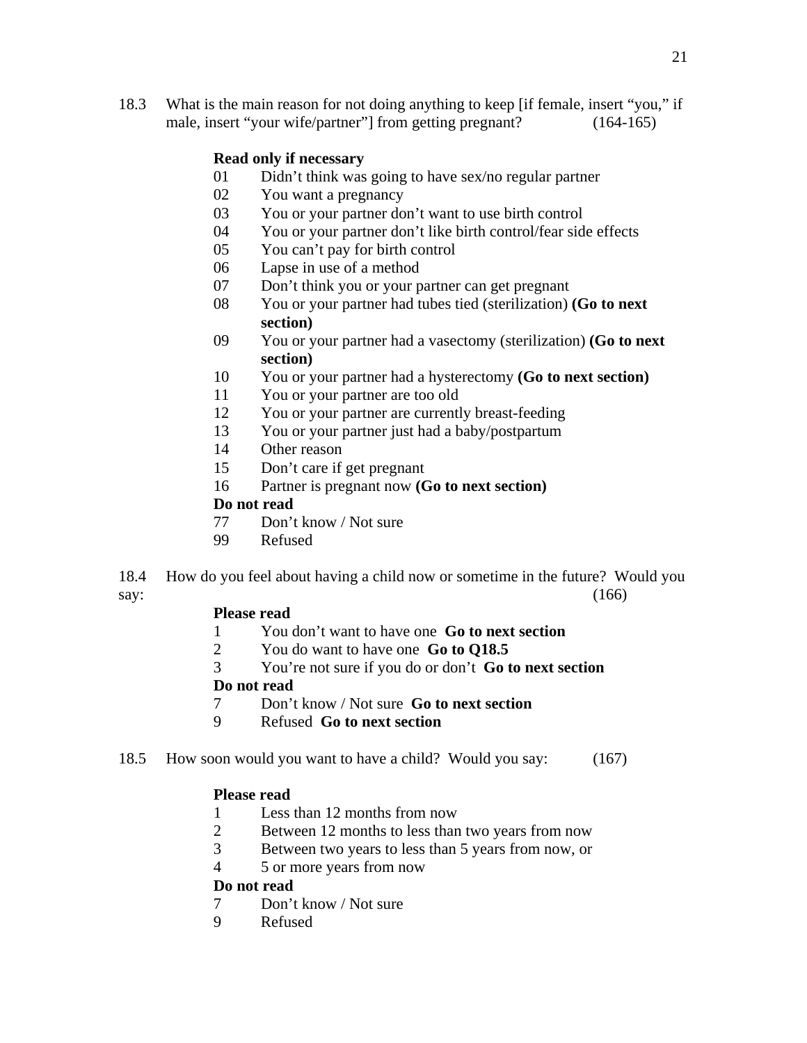18.3 What is the main reason for not doing anything to keep [if female, insert "you," if male, insert "your wife/partner"] from getting pregnant? (164-165)

**Read only if necessary**

01 Didn't think was going to have sex/no regular partner
02 You want a pregnancy
03 You or your partner don't want to use birth control
04 You or your partner don't like birth control/fear side effects
05 You can't pay for birth control
06 Lapse in use of a method
07 Don't think you or your partner can get pregnant
08 You or your partner had tubes tied (sterilization) **(Go to next section)**
09 You or your partner had a vasectomy (sterilization) **(Go to next section)**
10 You or your partner had a hysterectomy **(Go to next section)**
11 You or your partner are too old
12 You or your partner are currently breast-feeding
13 You or your partner just had a baby/postpartum
14 Other reason
15 Don't care if get pregnant
16 Partner is pregnant now **(Go to next section)**

**Do not read**

77 Don't know / Not sure
99 Refused

18.4 How do you feel about having a child now or sometime in the future? Would you say: (166)

**Please read**

1 You don't want to have one **Go to next section**
2 You do want to have one **Go to Q18.5**
3 You're not sure if you do or don't **Go to next section**

**Do not read**

7 Don't know / Not sure **Go to next section**
9 Refused **Go to next section**

18.5 How soon would you want to have a child? Would you say: (167)

**Please read**

1 Less than 12 months from now
2 Between 12 months to less than two years from now
3 Between two years to less than 5 years from now, or
4 5 or more years from now

**Do not read**

7 Don't know / Not sure
9 Refused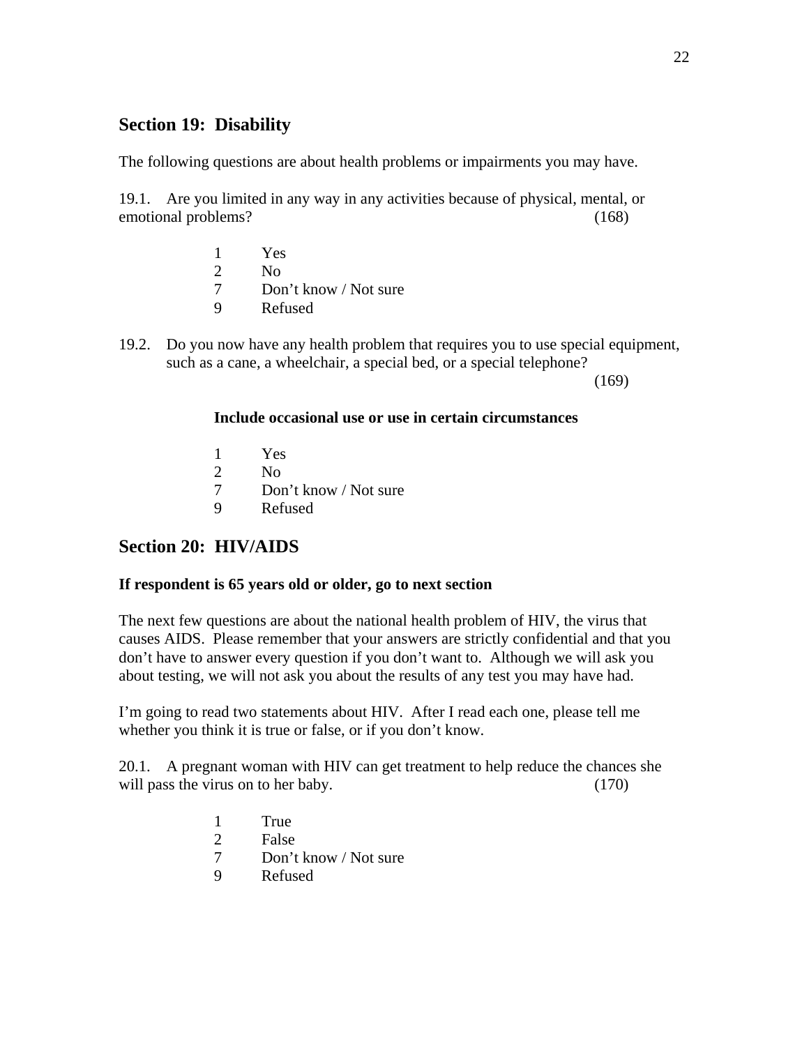## Section 19: Disability

The following questions are about health problems or impairments you may have.

19.1. Are you limited in any way in any activities because of physical, mental, or emotional problems? (168)

1 Yes
2 No
7 Don't know / Not sure
9 Refused

19.2. Do you now have any health problem that requires you to use special equipment, such as a cane, a wheelchair, a special bed, or a special telephone? (169)

**Include occasional use or use in certain circumstances**

1 Yes
2 No
7 Don't know / Not sure
9 Refused

## Section 20: HIV/AIDS

**If respondent is 65 years old or older, go to next section**

The next few questions are about the national health problem of HIV, the virus that causes AIDS. Please remember that your answers are strictly confidential and that you don't have to answer every question if you don't want to. Although we will ask you about testing, we will not ask you about the results of any test you may have had.

I'm going to read two statements about HIV. After I read each one, please tell me whether you think it is true or false, or if you don't know.

20.1. A pregnant woman with HIV can get treatment to help reduce the chances she will pass the virus on to her baby. (170)

1 True
2 False
7 Don't know / Not sure
9 Refused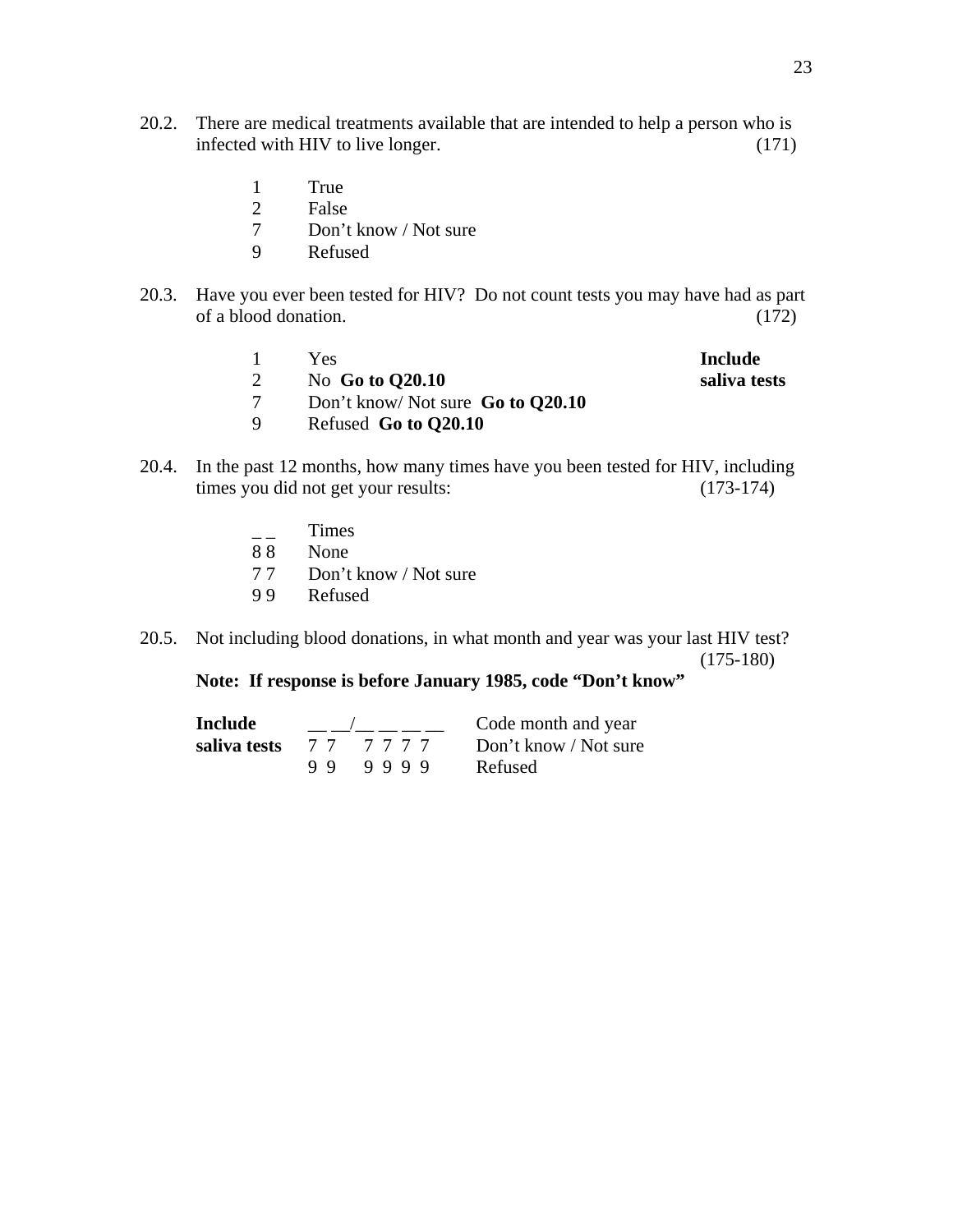20.2. There are medical treatments available that are intended to help a person who is infected with HIV to live longer. (171)

1 True
2 False
7 Don't know / Not sure
9 Refused

20.3. Have you ever been tested for HIV? Do not count tests you may have had as part of a blood donation. (172)

1 Yes **Include saliva tests**
2 No **Go to Q20.10**
7 Don't know/ Not sure **Go to Q20.10**
9 Refused **Go to Q20.10**

20.4. In the past 12 months, how many times have you been tested for HIV, including times you did not get your results: (173-174)

_ _ Times
8 8 None
7 7 Don't know / Not sure
9 9 Refused

20.5. Not including blood donations, in what month and year was your last HIV test? (175-180)

**Note: If response is before January 1985, code "Don't know"**

**Include saliva tests**

__ __/__ __ __ __ Code month and year
7 7 7 7 7 7 Don't know / Not sure
9 9 9 9 9 9 Refused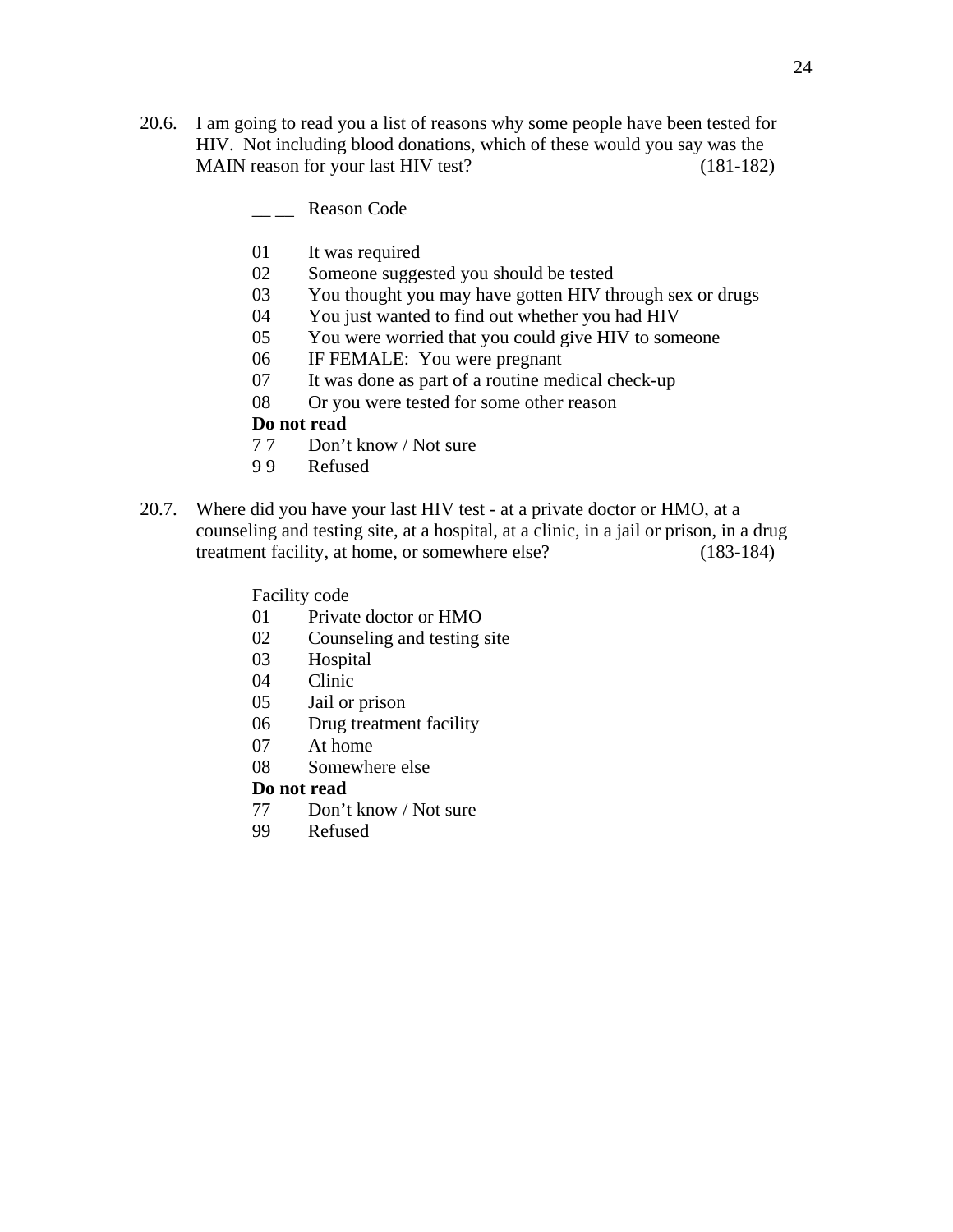20.6. I am going to read you a list of reasons why some people have been tested for HIV. Not including blood donations, which of these would you say was the MAIN reason for your last HIV test? (181-182)

__ __ Reason Code

01 It was required
02 Someone suggested you should be tested
03 You thought you may have gotten HIV through sex or drugs
04 You just wanted to find out whether you had HIV
05 You were worried that you could give HIV to someone
06 IF FEMALE: You were pregnant
07 It was done as part of a routine medical check-up
08 Or you were tested for some other reason

**Do not read**

7 7 Don't know / Not sure
9 9 Refused

20.7. Where did you have your last HIV test - at a private doctor or HMO, at a counseling and testing site, at a hospital, at a clinic, in a jail or prison, in a drug treatment facility, at home, or somewhere else? (183-184)

Facility code

01 Private doctor or HMO
02 Counseling and testing site
03 Hospital
04 Clinic
05 Jail or prison
06 Drug treatment facility
07 At home
08 Somewhere else

**Do not read**

77 Don't know / Not sure
99 Refused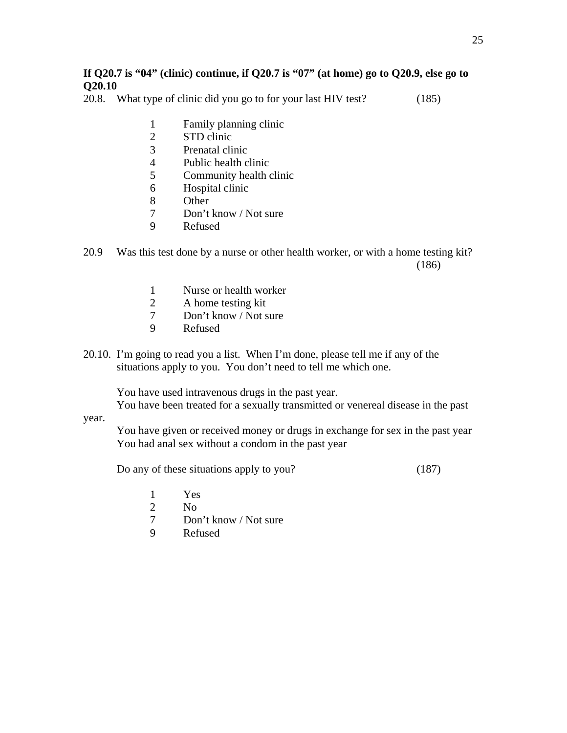**If Q20.7 is "04" (clinic) continue, if Q20.7 is "07" (at home) go to Q20.9, else go to Q20.10**

20.8. What type of clinic did you go to for your last HIV test? (185)

1 Family planning clinic
2 STD clinic
3 Prenatal clinic
4 Public health clinic
5 Community health clinic
6 Hospital clinic
8 Other
7 Don't know / Not sure
9 Refused

20.9 Was this test done by a nurse or other health worker, or with a home testing kit? (186)

1 Nurse or health worker
2 A home testing kit
7 Don't know / Not sure
9 Refused

20.10. I'm going to read you a list. When I'm done, please tell me if any of the situations apply to you. You don't need to tell me which one.

You have used intravenous drugs in the past year.
You have been treated for a sexually transmitted or venereal disease in the past year.
You have given or received money or drugs in exchange for sex in the past year
You had anal sex without a condom in the past year

Do any of these situations apply to you? (187)

1 Yes
2 No
7 Don't know / Not sure
9 Refused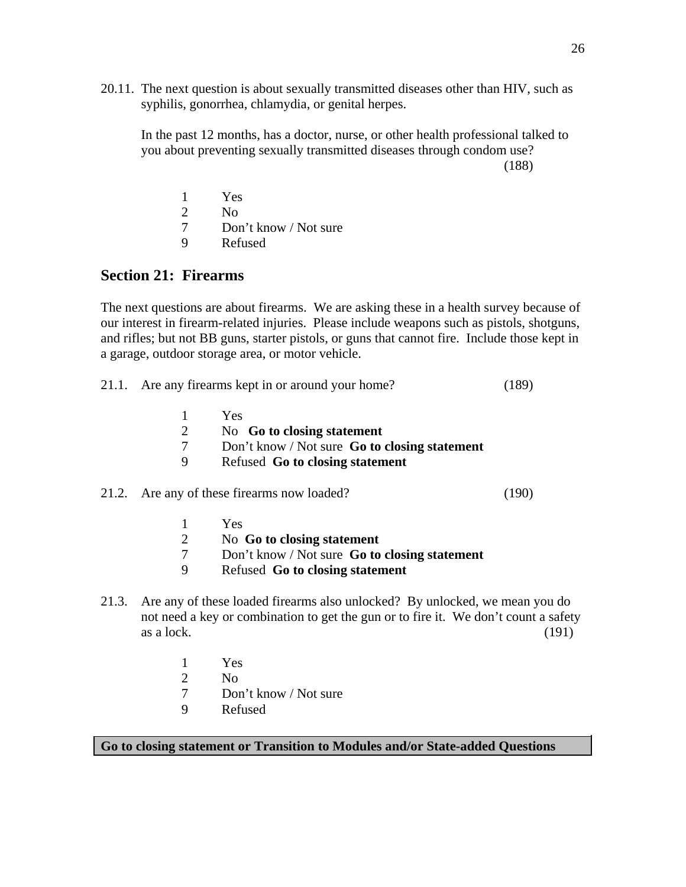20.11. The next question is about sexually transmitted diseases other than HIV, such as syphilis, gonorrhea, chlamydia, or genital herpes.

In the past 12 months, has a doctor, nurse, or other health professional talked to you about preventing sexually transmitted diseases through condom use? (188)

1 Yes
2 No
7 Don't know / Not sure
9 Refused

## Section 21: Firearms

The next questions are about firearms. We are asking these in a health survey because of our interest in firearm-related injuries. Please include weapons such as pistols, shotguns, and rifles; but not BB guns, starter pistols, or guns that cannot fire. Include those kept in a garage, outdoor storage area, or motor vehicle.

21.1. Are any firearms kept in or around your home? (189)

1 Yes
2 No **Go to closing statement**
7 Don't know / Not sure **Go to closing statement**
9 Refused **Go to closing statement**

21.2. Are any of these firearms now loaded? (190)

1 Yes
2 No **Go to closing statement**
7 Don't know / Not sure **Go to closing statement**
9 Refused **Go to closing statement**

21.3. Are any of these loaded firearms also unlocked? By unlocked, we mean you do not need a key or combination to get the gun or to fire it. We don't count a safety as a lock. (191)

1 Yes
2 No
7 Don't know / Not sure
9 Refused

**Go to closing statement or Transition to Modules and/or State-added Questions**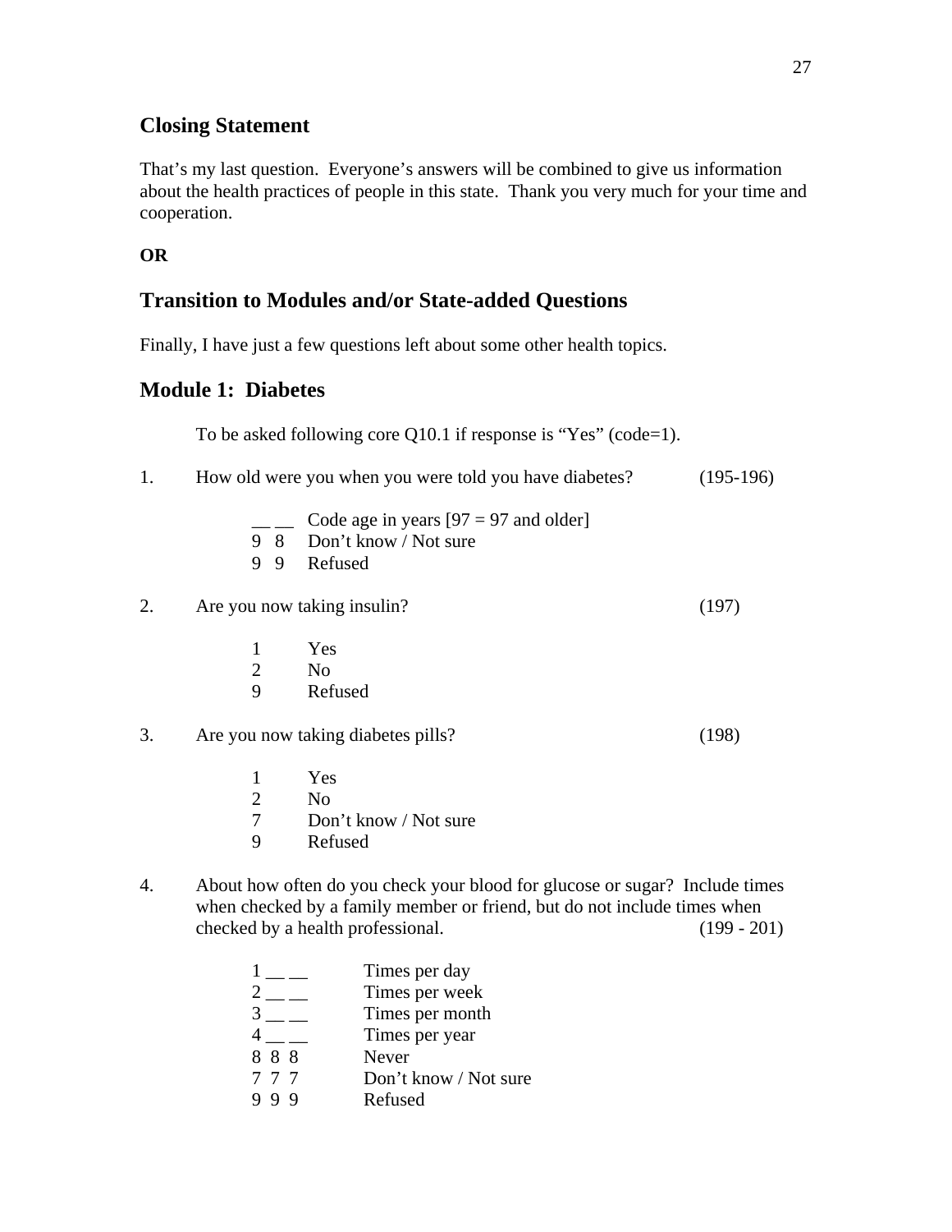## Closing Statement

That’s my last question. Everyone’s answers will be combined to give us information about the health practices of people in this state. Thank you very much for your time and cooperation.

**OR**

## Transition to Modules and/or State-added Questions

Finally, I have just a few questions left about some other health topics.

## Module 1: Diabetes

To be asked following core Q10.1 if response is “Yes” (code=1).

1. How old were you when you were told you have diabetes? (195-196)

   __ __ Code age in years [97 = 97 and older]
   9 8 Don’t know / Not sure
   9 9 Refused

2. Are you now taking insulin? (197)

   1 Yes
   2 No
   9 Refused

3. Are you now taking diabetes pills? (198)

   1 Yes
   2 No
   7 Don’t know / Not sure
   9 Refused

4. About how often do you check your blood for glucose or sugar? Include times when checked by a family member or friend, but do not include times when checked by a health professional. (199 - 201)

   1 __ __ Times per day
   2 __ __ Times per week
   3 __ __ Times per month
   4 __ __ Times per year
   8 8 8 Never
   7 7 7 Don’t know / Not sure
   9 9 9 Refused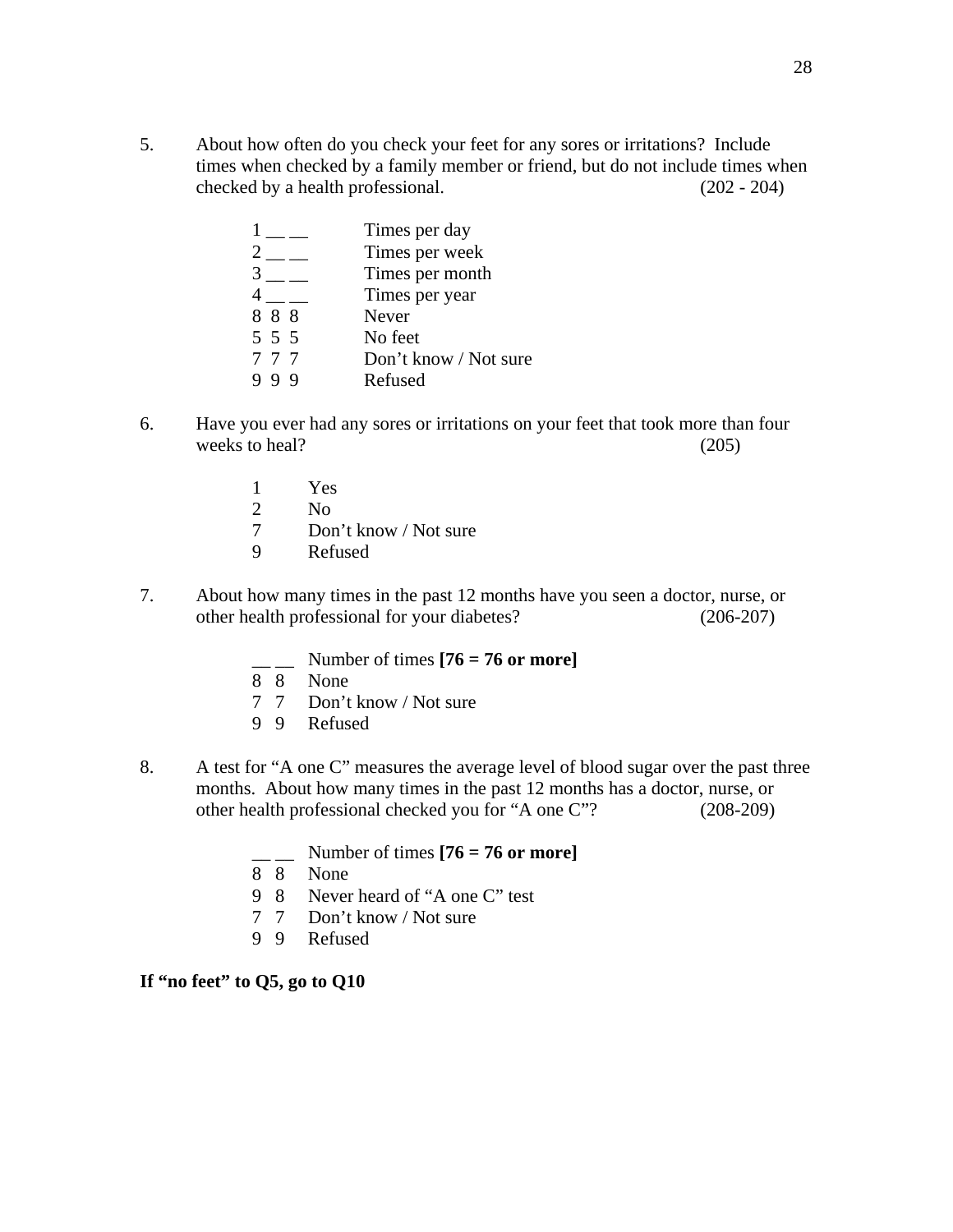5. About how often do you check your feet for any sores or irritations? Include times when checked by a family member or friend, but do not include times when checked by a health professional. (202 - 204)

   1 __ __ Times per day
   2 __ __ Times per week
   3 __ __ Times per month
   4 __ __ Times per year
   8 8 8 Never
   5 5 5 No feet
   7 7 7 Don't know / Not sure
   9 9 9 Refused

6. Have you ever had any sores or irritations on your feet that took more than four weeks to heal? (205)

   1 Yes
   2 No
   7 Don't know / Not sure
   9 Refused

7. About how many times in the past 12 months have you seen a doctor, nurse, or other health professional for your diabetes? (206-207)

   __ __ Number of times **[76 = 76 or more]**
   8 8 None
   7 7 Don't know / Not sure
   9 9 Refused

8. A test for "A one C" measures the average level of blood sugar over the past three months. About how many times in the past 12 months has a doctor, nurse, or other health professional checked you for "A one C"? (208-209)

   __ __ Number of times **[76 = 76 or more]**
   8 8 None
   9 8 Never heard of "A one C" test
   7 7 Don't know / Not sure
   9 9 Refused

**If "no feet" to Q5, go to Q10**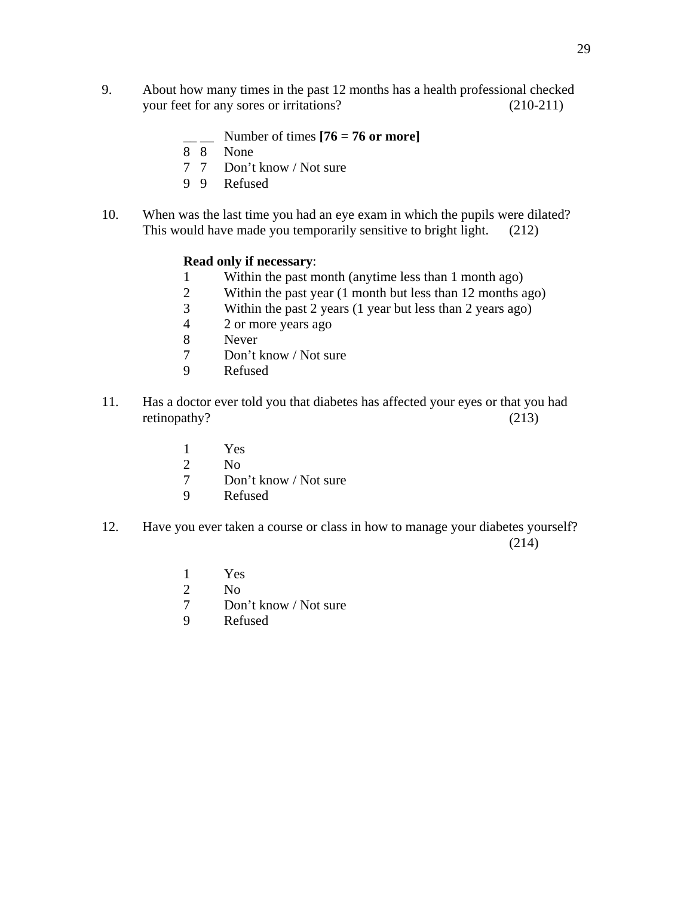9. About how many times in the past 12 months has a health professional checked your feet for any sores or irritations? (210-211)

   __ __ Number of times **[76 = 76 or more]**
   8 8 None
   7 7 Don’t know / Not sure
   9 9 Refused

10. When was the last time you had an eye exam in which the pupils were dilated? This would have made you temporarily sensitive to bright light. (212)

   **Read only if necessary**:
   1 Within the past month (anytime less than 1 month ago)
   2 Within the past year (1 month but less than 12 months ago)
   3 Within the past 2 years (1 year but less than 2 years ago)
   4 2 or more years ago
   8 Never
   7 Don’t know / Not sure
   9 Refused

11. Has a doctor ever told you that diabetes has affected your eyes or that you had retinopathy? (213)

   1 Yes
   2 No
   7 Don’t know / Not sure
   9 Refused

12. Have you ever taken a course or class in how to manage your diabetes yourself? (214)

   1 Yes
   2 No
   7 Don’t know / Not sure
   9 Refused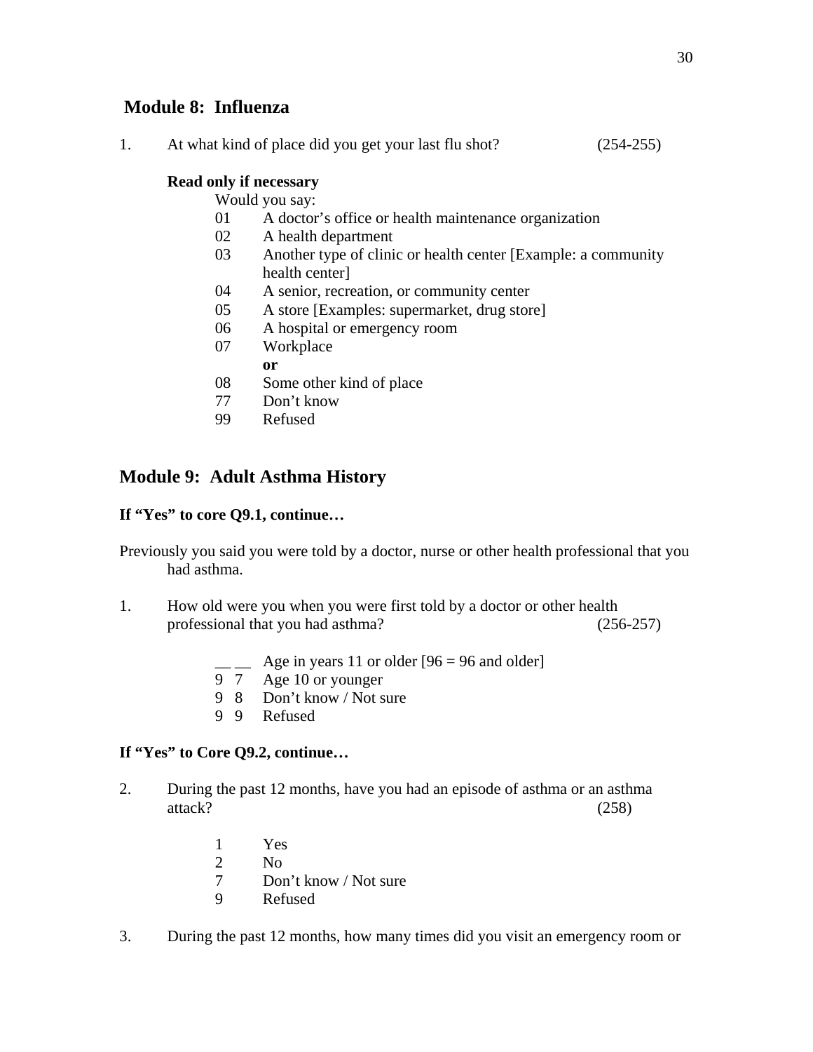## Module 8: Influenza

1. At what kind of place did you get your last flu shot? (254-255)

   **Read only if necessary**

   Would you say:

   01 A doctor's office or health maintenance organization
   02 A health department
   03 Another type of clinic or health center [Example: a community health center]
   04 A senior, recreation, or community center
   05 A store [Examples: supermarket, drug store]
   06 A hospital or emergency room
   07 Workplace
   **or**
   08 Some other kind of place
   77 Don't know
   99 Refused

## Module 9: Adult Asthma History

**If "Yes" to core Q9.1, continue…**

Previously you said you were told by a doctor, nurse or other health professional that you had asthma.

1. How old were you when you were first told by a doctor or other health professional that you had asthma? (256-257)

   __ __ Age in years 11 or older [96 = 96 and older]
   9 7 Age 10 or younger
   9 8 Don't know / Not sure
   9 9 Refused

**If "Yes" to Core Q9.2, continue…**

2. During the past 12 months, have you had an episode of asthma or an asthma attack? (258)

   1 Yes
   2 No
   7 Don't know / Not sure
   9 Refused

3. During the past 12 months, how many times did you visit an emergency room or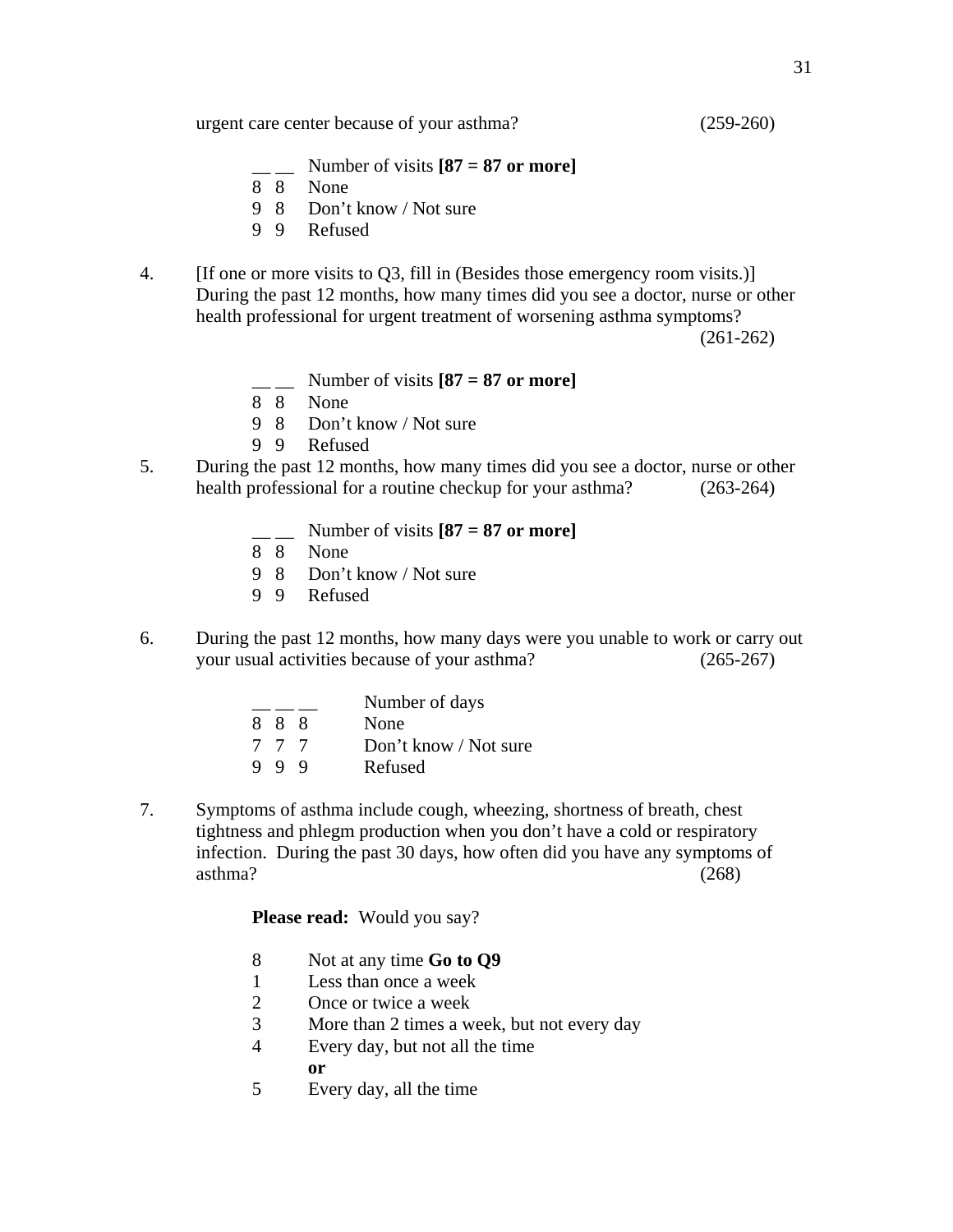urgent care center because of your asthma? (259-260)

__ __ Number of visits **[87 = 87 or more]**
8 8 None
9 8 Don't know / Not sure
9 9 Refused

4. [If one or more visits to Q3, fill in (Besides those emergency room visits.)] During the past 12 months, how many times did you see a doctor, nurse or other health professional for urgent treatment of worsening asthma symptoms? (261-262)

__ __ Number of visits **[87 = 87 or more]**
8 8 None
9 8 Don't know / Not sure
9 9 Refused

5. During the past 12 months, how many times did you see a doctor, nurse or other health professional for a routine checkup for your asthma? (263-264)

__ __ Number of visits **[87 = 87 or more]**
8 8 None
9 8 Don't know / Not sure
9 9 Refused

6. During the past 12 months, how many days were you unable to work or carry out your usual activities because of your asthma? (265-267)

__ __ __ Number of days
8 8 8 None
7 7 7 Don't know / Not sure
9 9 9 Refused

7. Symptoms of asthma include cough, wheezing, shortness of breath, chest tightness and phlegm production when you don't have a cold or respiratory infection. During the past 30 days, how often did you have any symptoms of asthma? (268)

**Please read:** Would you say?

8 Not at any time **Go to Q9**
1 Less than once a week
2 Once or twice a week
3 More than 2 times a week, but not every day
4 Every day, but not all the time
**or**
5 Every day, all the time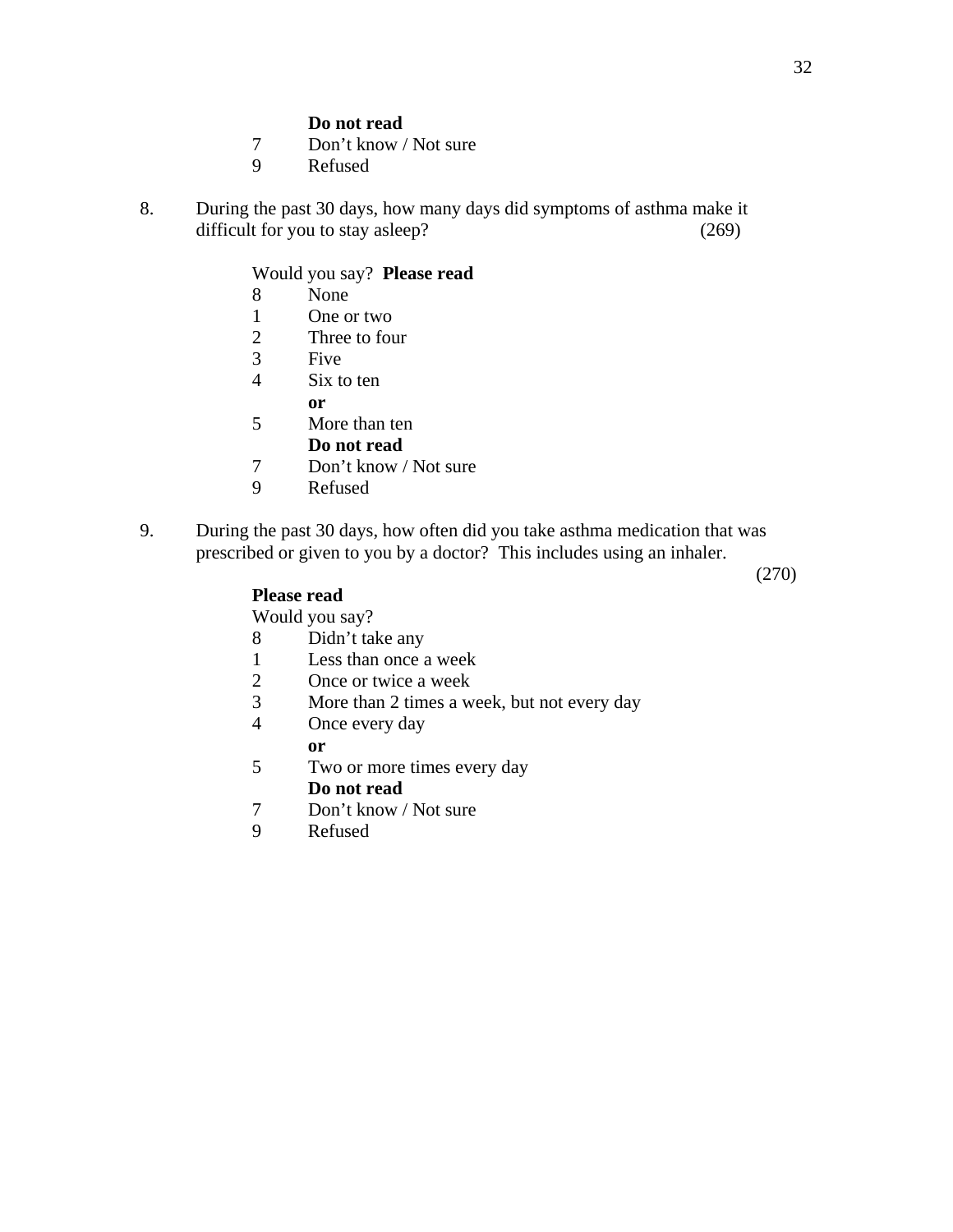**Do not read**

7 Don't know / Not sure
9 Refused

8. During the past 30 days, how many days did symptoms of asthma make it difficult for you to stay asleep? (269)

Would you say? **Please read**

8 None
1 One or two
2 Three to four
3 Five
4 Six to ten
**or**
5 More than ten
**Do not read**
7 Don't know / Not sure
9 Refused

9. During the past 30 days, how often did you take asthma medication that was prescribed or given to you by a doctor? This includes using an inhaler. (270)

**Please read**
Would you say?

8 Didn't take any
1 Less than once a week
2 Once or twice a week
3 More than 2 times a week, but not every day
4 Once every day
**or**
5 Two or more times every day
**Do not read**
7 Don't know / Not sure
9 Refused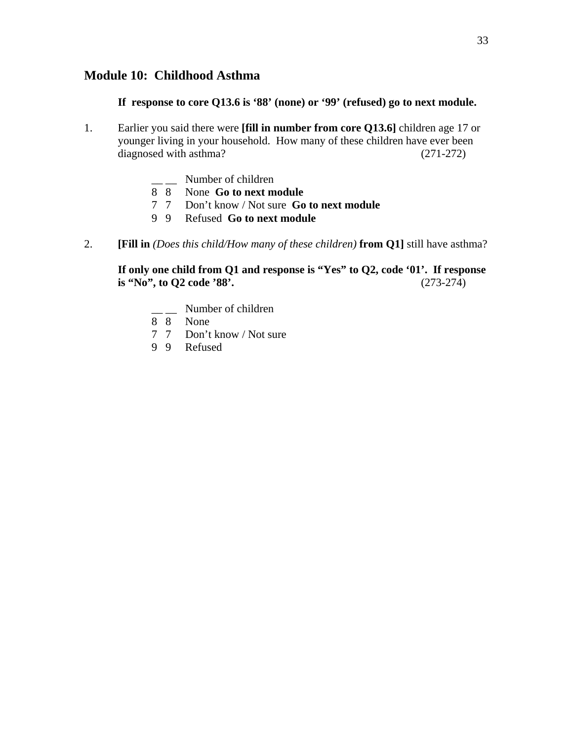## Module 10: Childhood Asthma

**If response to core Q13.6 is '88' (none) or '99' (refused) go to next module.**

1. Earlier you said there were **[fill in number from core Q13.6]** children age 17 or younger living in your household. How many of these children have ever been diagnosed with asthma? (271-272)

   __ __ Number of children
   8 8 None **Go to next module**
   7 7 Don't know / Not sure **Go to next module**
   9 9 Refused **Go to next module**

2. **[Fill in** *(Does this child/How many of these children)* **from Q1]** still have asthma?

   **If only one child from Q1 and response is "Yes" to Q2, code '01'. If response is "No", to Q2 code '88'.** (273-274)

   __ __ Number of children
   8 8 None
   7 7 Don't know / Not sure
   9 9 Refused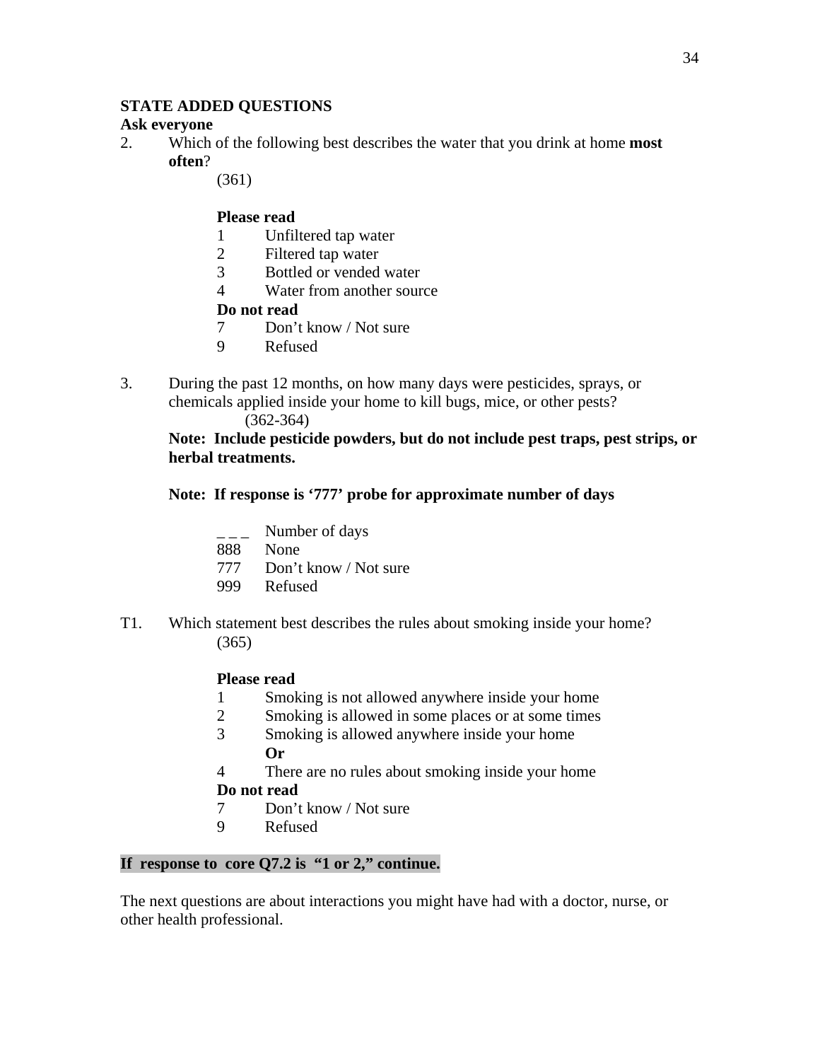**STATE ADDED QUESTIONS**

**Ask everyone**

2. Which of the following best describes the water that you drink at home **most often**?
   (361)

   **Please read**

   1 Unfiltered tap water
   2 Filtered tap water
   3 Bottled or vended water
   4 Water from another source

   **Do not read**

   7 Don't know / Not sure
   9 Refused

3. During the past 12 months, on how many days were pesticides, sprays, or chemicals applied inside your home to kill bugs, mice, or other pests?
   (362-364)

   **Note: Include pesticide powders, but do not include pest traps, pest strips, or herbal treatments.**

   **Note: If response is '777' probe for approximate number of days**

   _ _ _ Number of days
   888 None
   777 Don't know / Not sure
   999 Refused

T1. Which statement best describes the rules about smoking inside your home?
   (365)

   **Please read**

   1 Smoking is not allowed anywhere inside your home
   2 Smoking is allowed in some places or at some times
   3 Smoking is allowed anywhere inside your home
   **Or**
   4 There are no rules about smoking inside your home

   **Do not read**

   7 Don't know / Not sure
   9 Refused

**If response to core Q7.2 is "1 or 2," continue.**

The next questions are about interactions you might have had with a doctor, nurse, or other health professional.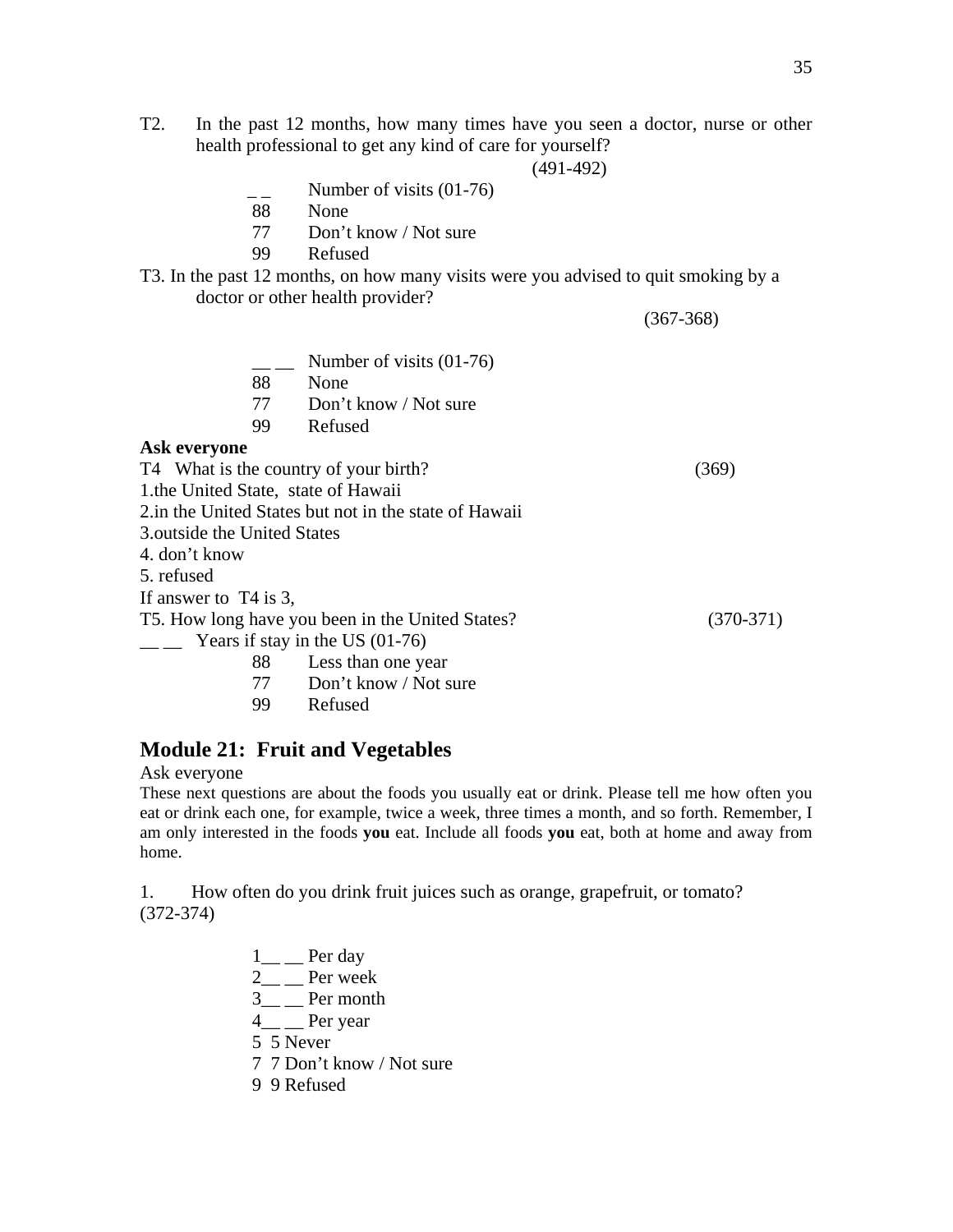T2. In the past 12 months, how many times have you seen a doctor, nurse or other health professional to get any kind of care for yourself?

(491-492)

_ _ Number of visits (01-76)
88 None
77 Don't know / Not sure
99 Refused

T3. In the past 12 months, on how many visits were you advised to quit smoking by a doctor or other health provider?

(367-368)

__ __ Number of visits (01-76)
88 None
77 Don't know / Not sure
99 Refused

**Ask everyone**

T4 What is the country of your birth? (369)

1.the United State, state of Hawaii
2.in the United States but not in the state of Hawaii
3.outside the United States
4. don't know
5. refused

If answer to T4 is 3,

T5. How long have you been in the United States? (370-371)

__ __ Years if stay in the US (01-76)
88 Less than one year
77 Don't know / Not sure
99 Refused

## Module 21: Fruit and Vegetables

Ask everyone

These next questions are about the foods you usually eat or drink. Please tell me how often you eat or drink each one, for example, twice a week, three times a month, and so forth. Remember, I am only interested in the foods **you** eat. Include all foods **you** eat, both at home and away from home.

1. How often do you drink fruit juices such as orange, grapefruit, or tomato? (372-374)

1__ __ Per day
2__ __ Per week
3__ __ Per month
4__ __ Per year
5 5 Never
7 7 Don't know / Not sure
9 9 Refused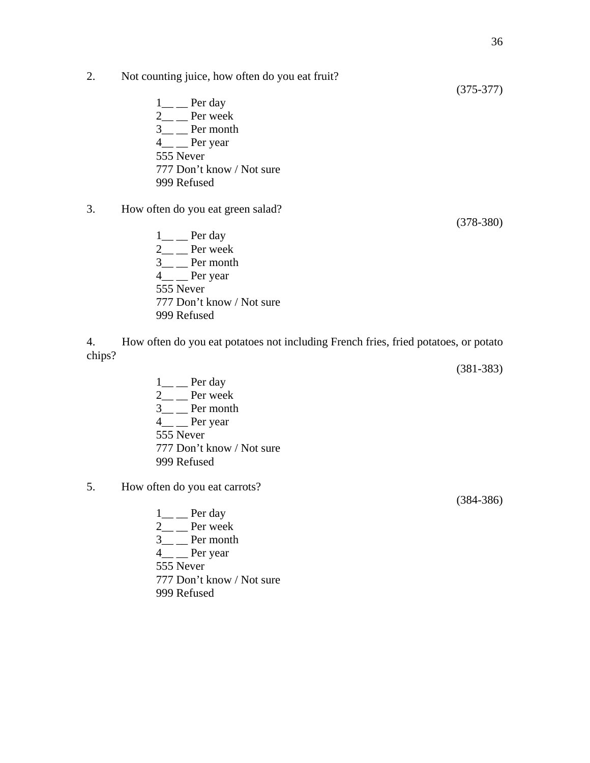2. Not counting juice, how often do you eat fruit?

(375-377)

1__ __ Per day
2__ __ Per week
3__ __ Per month
4__ __ Per year
555 Never
777 Don't know / Not sure
999 Refused

3. How often do you eat green salad?

(378-380)

1__ __ Per day
2__ __ Per week
3__ __ Per month
4__ __ Per year
555 Never
777 Don't know / Not sure
999 Refused

4. How often do you eat potatoes not including French fries, fried potatoes, or potato chips?

(381-383)

1__ __ Per day
2__ __ Per week
3__ __ Per month
4__ __ Per year
555 Never
777 Don't know / Not sure
999 Refused

5. How often do you eat carrots?

(384-386)

1__ __ Per day
2__ __ Per week
3__ __ Per month
4__ __ Per year
555 Never
777 Don't know / Not sure
999 Refused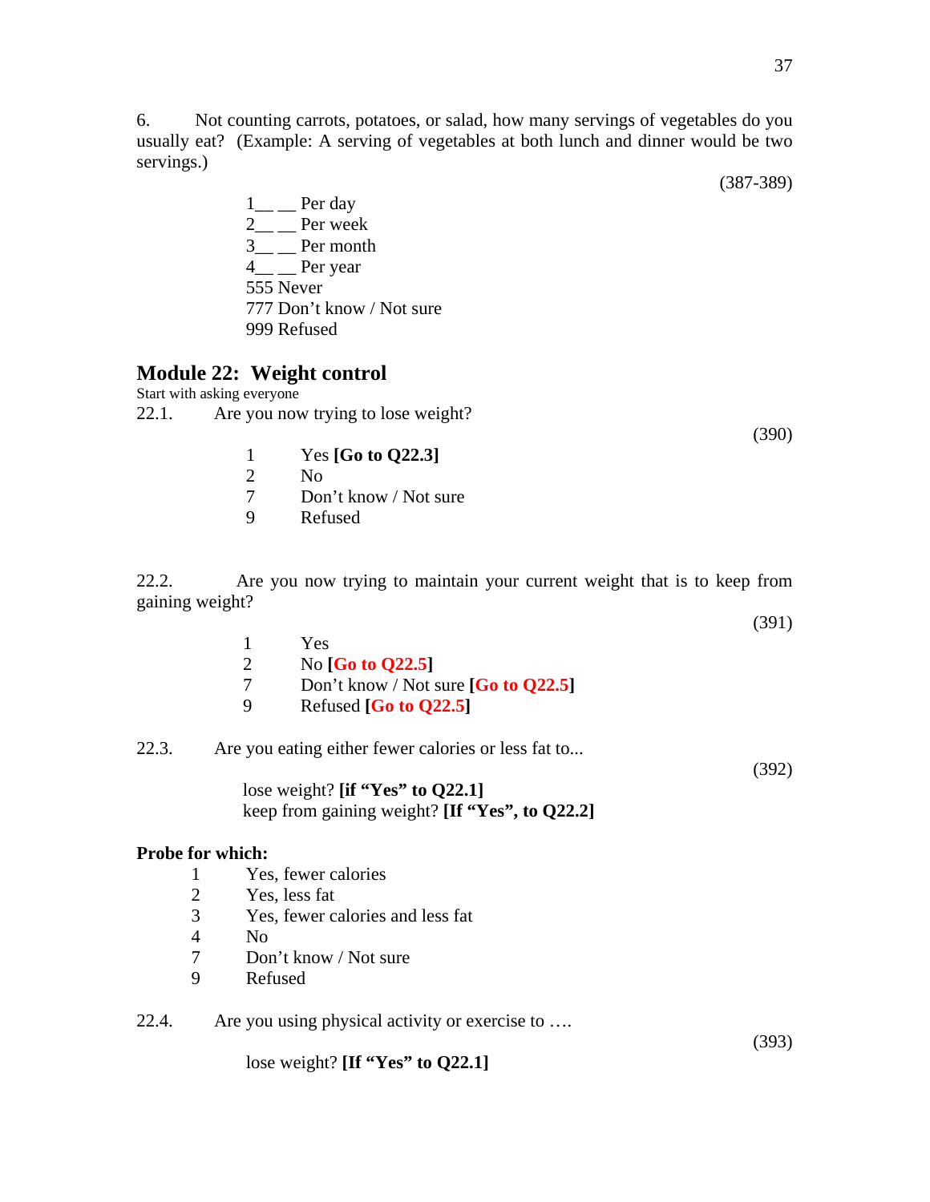6. Not counting carrots, potatoes, or salad, how many servings of vegetables do you usually eat? (Example: A serving of vegetables at both lunch and dinner would be two servings.)

(387-389)

1__ __ Per day
2__ __ Per week
3__ __ Per month
4__ __ Per year
555 Never
777 Don't know / Not sure
999 Refused

## Module 22: Weight control

Start with asking everyone

22.1. Are you now trying to lose weight?

(390)

1 Yes **[Go to Q22.3]**
2 No
7 Don't know / Not sure
9 Refused

22.2. Are you now trying to maintain your current weight that is to keep from gaining weight?

(391)

1 Yes
2 No **[Go to Q22.5]**
7 Don't know / Not sure **[Go to Q22.5]**
9 Refused **[Go to Q22.5]**

22.3. Are you eating either fewer calories or less fat to...

(392)

lose weight? **[if "Yes" to Q22.1]**
keep from gaining weight? **[If "Yes", to Q22.2]**

**Probe for which:**

1 Yes, fewer calories
2 Yes, less fat
3 Yes, fewer calories and less fat
4 No
7 Don't know / Not sure
9 Refused

22.4. Are you using physical activity or exercise to ….

(393)

lose weight? **[If "Yes" to Q22.1]**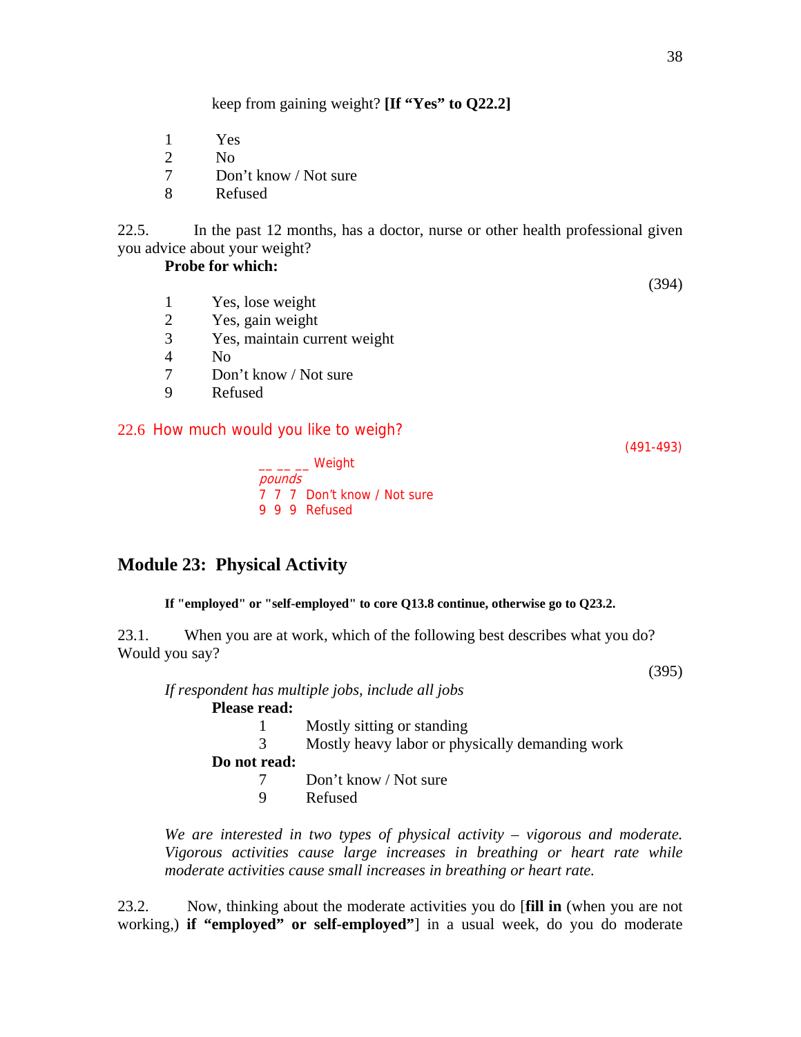keep from gaining weight? **[If "Yes" to Q22.2]**

1 Yes
2 No
7 Don't know / Not sure
8 Refused

22.5. In the past 12 months, has a doctor, nurse or other health professional given you advice about your weight?

**Probe for which:**

(394)

1 Yes, lose weight
2 Yes, gain weight
3 Yes, maintain current weight
4 No
7 Don't know / Not sure
9 Refused

22.6 How much would you like to weigh?

(491-493)

__ __ __ Weight
*pounds*
7 7 7 Don't know / Not sure
9 9 9 Refused

## Module 23: Physical Activity

**If "employed" or "self-employed" to core Q13.8 continue, otherwise go to Q23.2.**

23.1. When you are at work, which of the following best describes what you do? Would you say?

(395)

*If respondent has multiple jobs, include all jobs*

**Please read:**

1 Mostly sitting or standing
3 Mostly heavy labor or physically demanding work

**Do not read:**

7 Don't know / Not sure
9 Refused

*We are interested in two types of physical activity – vigorous and moderate. Vigorous activities cause large increases in breathing or heart rate while moderate activities cause small increases in breathing or heart rate.*

23.2. Now, thinking about the moderate activities you do [**fill in** (when you are not working,) **if "employed" or self-employed"**] in a usual week, do you do moderate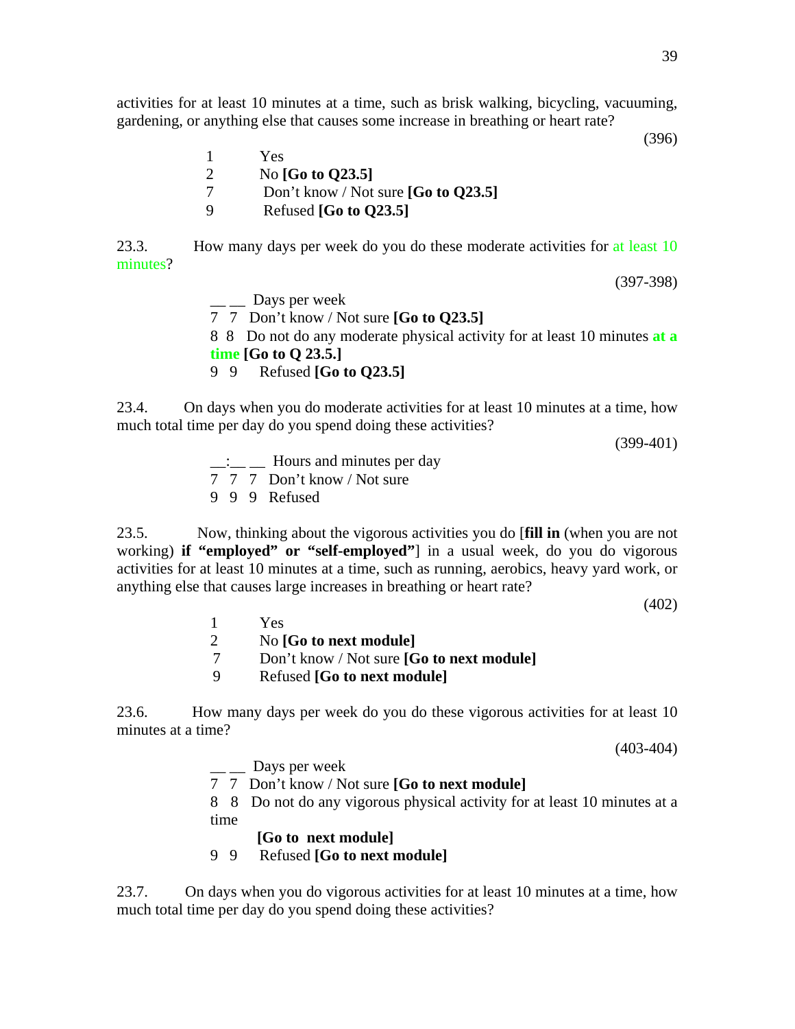activities for at least 10 minutes at a time, such as brisk walking, bicycling, vacuuming, gardening, or anything else that causes some increase in breathing or heart rate?

(396)

1 Yes
2 No **[Go to Q23.5]**
7 Don't know / Not sure **[Go to Q23.5]**
9 Refused **[Go to Q23.5]**

23.3. How many days per week do you do these moderate activities for at least 10 minutes?

(397-398)

__ __ Days per week
7 7 Don't know / Not sure **[Go to Q23.5]**
8 8 Do not do any moderate physical activity for at least 10 minutes **at a time** **[Go to Q 23.5.]**
9 9 Refused **[Go to Q23.5]**

23.4. On days when you do moderate activities for at least 10 minutes at a time, how much total time per day do you spend doing these activities?

(399-401)

__:__ __ Hours and minutes per day
7 7 7 Don't know / Not sure
9 9 9 Refused

23.5. Now, thinking about the vigorous activities you do [**fill in** (when you are not working) **if "employed" or "self-employed"**] in a usual week, do you do vigorous activities for at least 10 minutes at a time, such as running, aerobics, heavy yard work, or anything else that causes large increases in breathing or heart rate?

(402)

1 Yes
2 No **[Go to next module]**
7 Don't know / Not sure **[Go to next module]**
9 Refused **[Go to next module]**

23.6. How many days per week do you do these vigorous activities for at least 10 minutes at a time?

(403-404)

__ __ Days per week
7 7 Don't know / Not sure **[Go to next module]**
8 8 Do not do any vigorous physical activity for at least 10 minutes at a time
**[Go to next module]**
9 9 Refused **[Go to next module]**

23.7. On days when you do vigorous activities for at least 10 minutes at a time, how much total time per day do you spend doing these activities?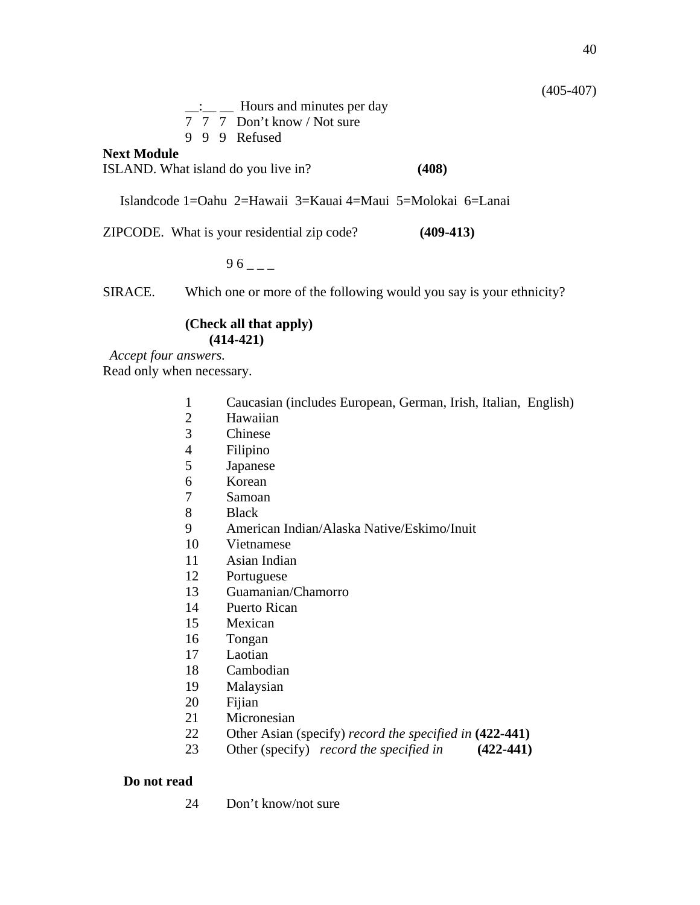(405-407)

__:__ __ Hours and minutes per day
7 7 7 Don't know / Not sure
9 9 9 Refused

**Next Module**

ISLAND. What island do you live in? **(408)**

Islandcode 1=Oahu 2=Hawaii 3=Kauai 4=Maui 5=Molokai 6=Lanai

ZIPCODE. What is your residential zip code? **(409-413)**

9 6 _ _ _

SIRACE. Which one or more of the following would you say is your ethnicity?

**(Check all that apply)**
**(414-421)**

*Accept four answers.*
Read only when necessary.

1 Caucasian (includes European, German, Irish, Italian, English)
2 Hawaiian
3 Chinese
4 Filipino
5 Japanese
6 Korean
7 Samoan
8 Black
9 American Indian/Alaska Native/Eskimo/Inuit
10 Vietnamese
11 Asian Indian
12 Portuguese
13 Guamanian/Chamorro
14 Puerto Rican
15 Mexican
16 Tongan
17 Laotian
18 Cambodian
19 Malaysian
20 Fijian
21 Micronesian
22 Other Asian (specify) *record the specified in* **(422-441)**
23 Other (specify) *record the specified in* **(422-441)**

**Do not read**

24 Don't know/not sure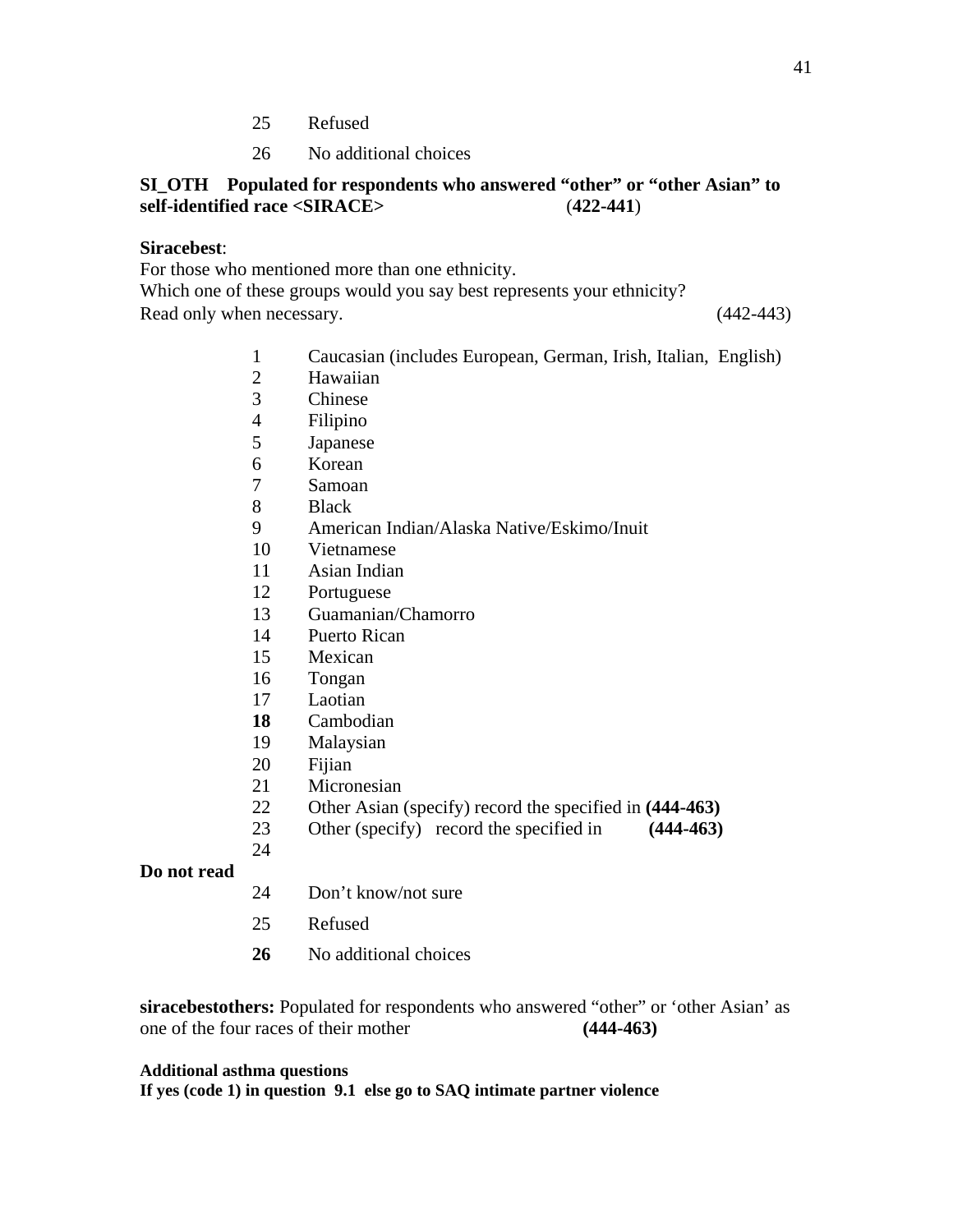25 Refused

26 No additional choices

**SI_OTH Populated for respondents who answered "other" or "other Asian" to self-identified race <SIRACE>** (**422-441**)

**Siracebest**:
For those who mentioned more than one ethnicity.
Which one of these groups would you say best represents your ethnicity?
Read only when necessary. (442-443)

1 Caucasian (includes European, German, Irish, Italian, English)
2 Hawaiian
3 Chinese
4 Filipino
5 Japanese
6 Korean
7 Samoan
8 Black
9 American Indian/Alaska Native/Eskimo/Inuit
10 Vietnamese
11 Asian Indian
12 Portuguese
13 Guamanian/Chamorro
14 Puerto Rican
15 Mexican
16 Tongan
17 Laotian
**18** Cambodian
19 Malaysian
20 Fijian
21 Micronesian
22 Other Asian (specify) record the specified in **(444-463)**
23 Other (specify) record the specified in **(444-463)**
24

**Do not read**

24 Don't know/not sure

25 Refused

**26** No additional choices

**siracebestothers:** Populated for respondents who answered "other" or 'other Asian' as one of the four races of their mother **(444-463)**

**Additional asthma questions**
**If yes (code 1) in question 9.1 else go to SAQ intimate partner violence**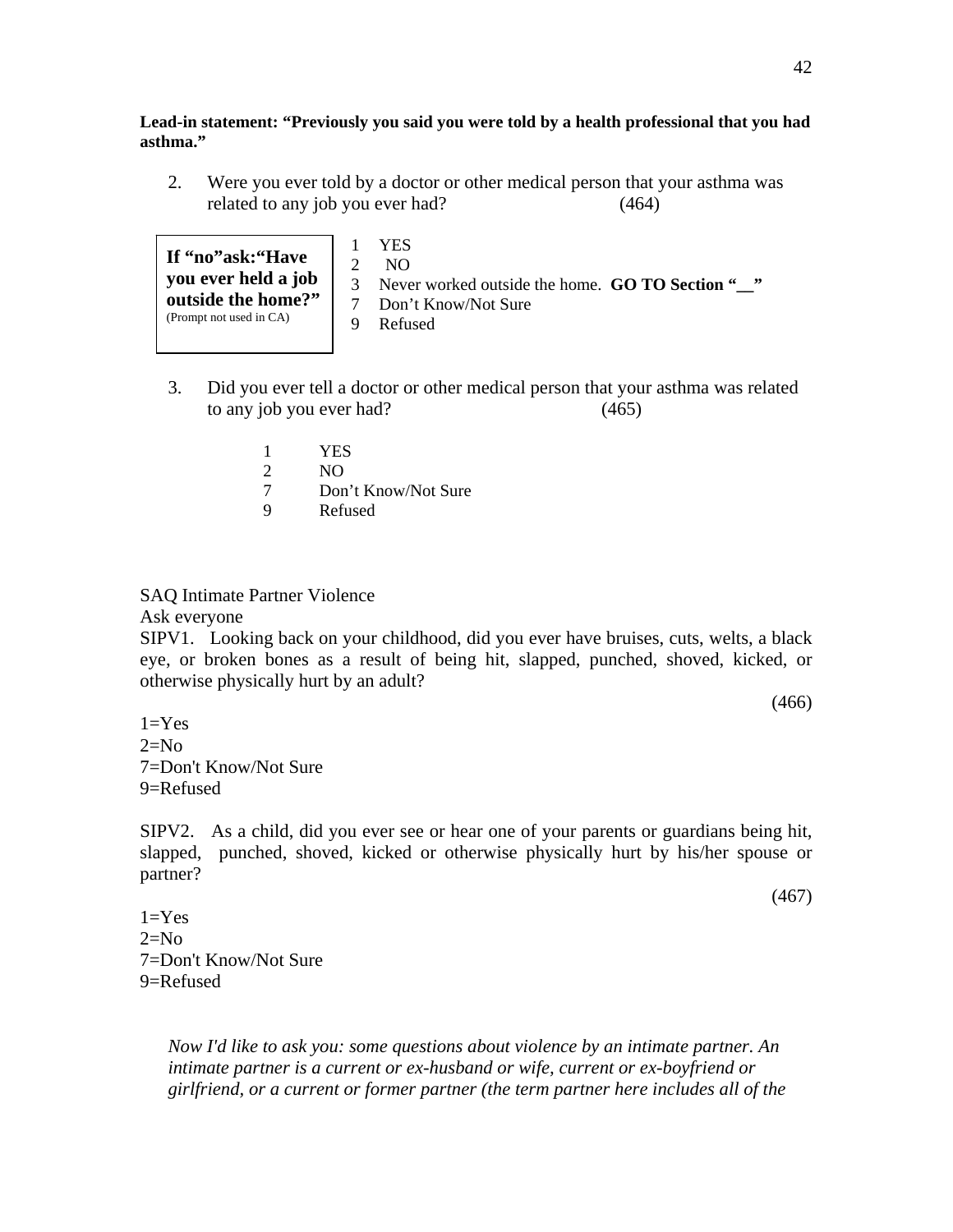**Lead-in statement: "Previously you said you were told by a health professional that you had asthma."**

2. Were you ever told by a doctor or other medical person that your asthma was related to any job you ever had? (464)

> **If "no"ask:"Have you ever held a job outside the home?"**
> (Prompt not used in CA)

1 YES
2 NO
3 Never worked outside the home. **GO TO Section "__"**
7 Don't Know/Not Sure
9 Refused

3. Did you ever tell a doctor or other medical person that your asthma was related to any job you ever had? (465)

1 YES
2 NO
7 Don't Know/Not Sure
9 Refused

SAQ Intimate Partner Violence

Ask everyone

SIPV1. Looking back on your childhood, did you ever have bruises, cuts, welts, a black eye, or broken bones as a result of being hit, slapped, punched, shoved, kicked, or otherwise physically hurt by an adult?

(466)

1=Yes
2=No
7=Don't Know/Not Sure
9=Refused

SIPV2. As a child, did you ever see or hear one of your parents or guardians being hit, slapped, punched, shoved, kicked or otherwise physically hurt by his/her spouse or partner?

(467)

1=Yes
2=No
7=Don't Know/Not Sure
9=Refused

*Now I'd like to ask you: some questions about violence by an intimate partner. An intimate partner is a current or ex-husband or wife, current or ex-boyfriend or girlfriend, or a current or former partner (the term partner here includes all of the*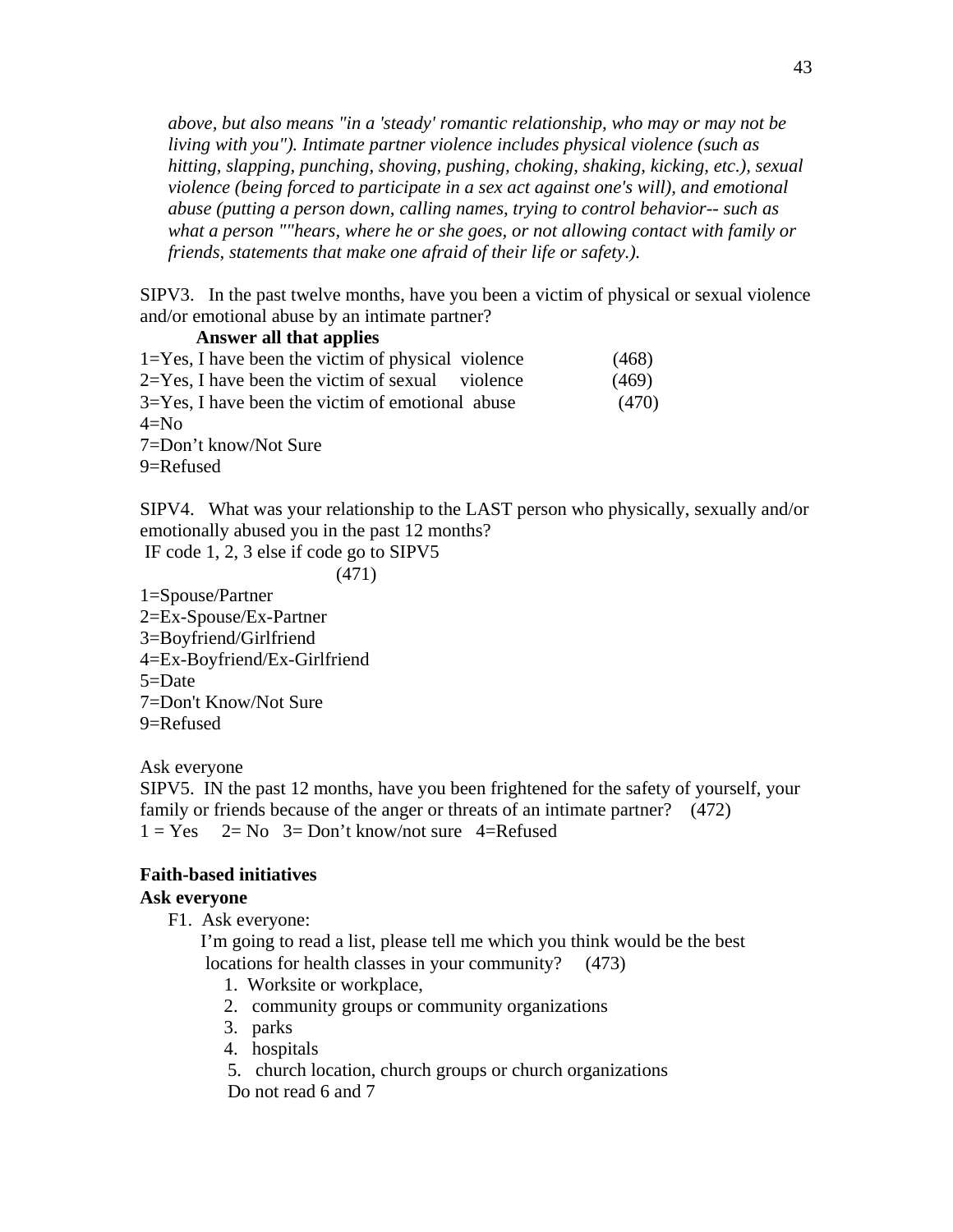*above, but also means "in a 'steady' romantic relationship, who may or may not be living with you"). Intimate partner violence includes physical violence (such as hitting, slapping, punching, shoving, pushing, choking, shaking, kicking, etc.), sexual violence (being forced to participate in a sex act against one's will), and emotional abuse (putting a person down, calling names, trying to control behavior-- such as what a person ""hears, where he or she goes, or not allowing contact with family or friends, statements that make one afraid of their life or safety.).*

SIPV3. In the past twelve months, have you been a victim of physical or sexual violence and/or emotional abuse by an intimate partner?

**Answer all that applies**

1=Yes, I have been the victim of physical violence (468)
2=Yes, I have been the victim of sexual violence (469)
3=Yes, I have been the victim of emotional abuse (470)
4=No
7=Don't know/Not Sure
9=Refused

SIPV4. What was your relationship to the LAST person who physically, sexually and/or emotionally abused you in the past 12 months?
IF code 1, 2, 3 else if code go to SIPV5
(471)

1=Spouse/Partner
2=Ex-Spouse/Ex-Partner
3=Boyfriend/Girlfriend
4=Ex-Boyfriend/Ex-Girlfriend
5=Date
7=Don't Know/Not Sure
9=Refused

Ask everyone

SIPV5. IN the past 12 months, have you been frightened for the safety of yourself, your family or friends because of the anger or threats of an intimate partner? (472)
1 = Yes 2= No 3= Don't know/not sure 4=Refused

**Faith-based initiatives**

**Ask everyone**

F1. Ask everyone:
I'm going to read a list, please tell me which you think would be the best locations for health classes in your community? (473)

1. Worksite or workplace,
2. community groups or community organizations
3. parks
4. hospitals
5. church location, church groups or church organizations

Do not read 6 and 7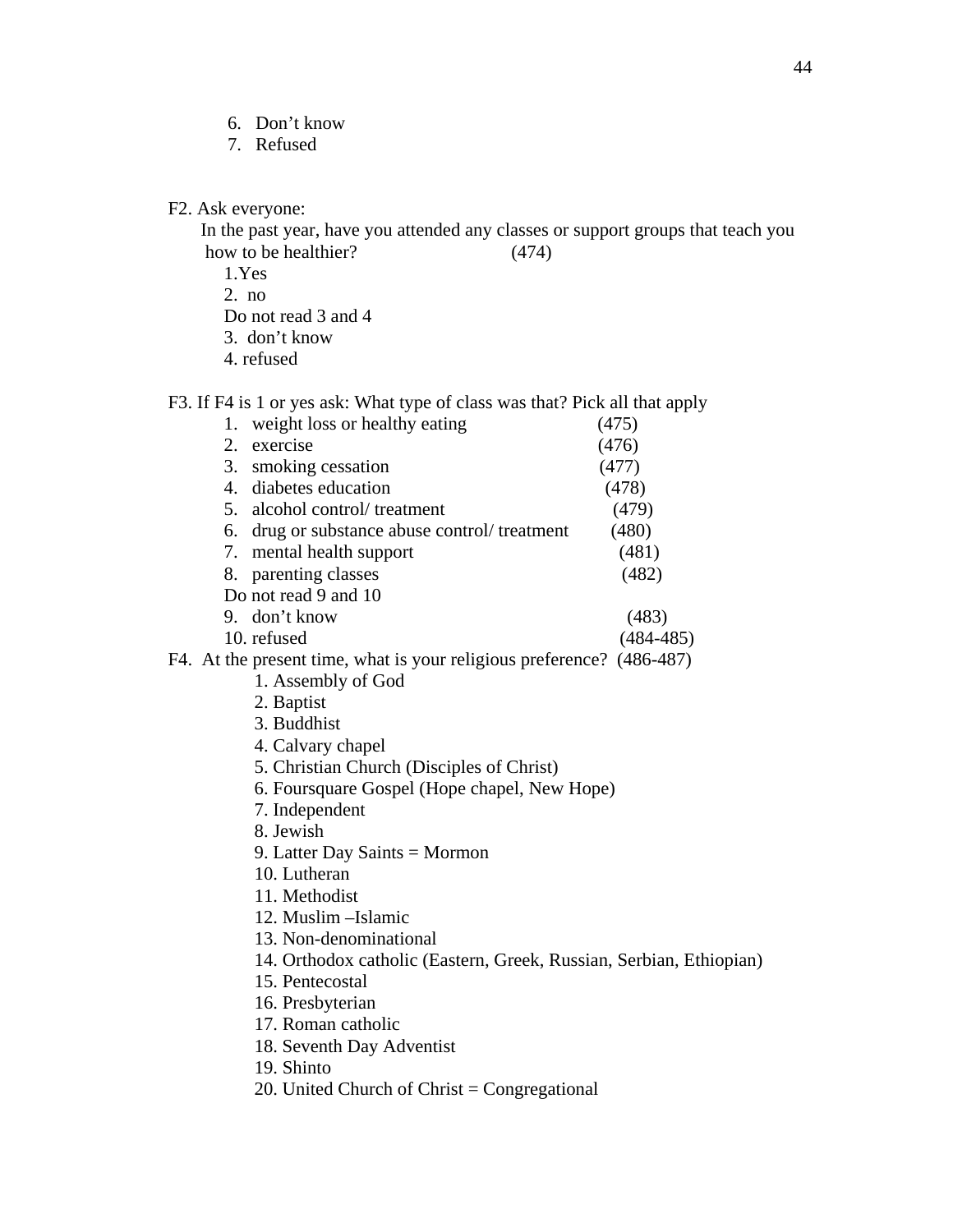6. Don’t know
7. Refused

F2. Ask everyone:
In the past year, have you attended any classes or support groups that teach you how to be healthier? (474)

1. Yes
2. no

Do not read 3 and 4

3. don’t know
4. refused

F3. If F4 is 1 or yes ask: What type of class was that? Pick all that apply

1. weight loss or healthy eating (475)
2. exercise (476)
3. smoking cessation (477)
4. diabetes education (478)
5. alcohol control/ treatment (479)
6. drug or substance abuse control/ treatment (480)
7. mental health support (481)
8. parenting classes (482)

Do not read 9 and 10

9. don’t know (483)
10. refused (484-485)

F4. At the present time, what is your religious preference? (486-487)

1. Assembly of God
2. Baptist
3. Buddhist
4. Calvary chapel
5. Christian Church (Disciples of Christ)
6. Foursquare Gospel (Hope chapel, New Hope)
7. Independent
8. Jewish
9. Latter Day Saints = Mormon
10. Lutheran
11. Methodist
12. Muslim –Islamic
13. Non-denominational
14. Orthodox catholic (Eastern, Greek, Russian, Serbian, Ethiopian)
15. Pentecostal
16. Presbyterian
17. Roman catholic
18. Seventh Day Adventist
19. Shinto
20. United Church of Christ = Congregational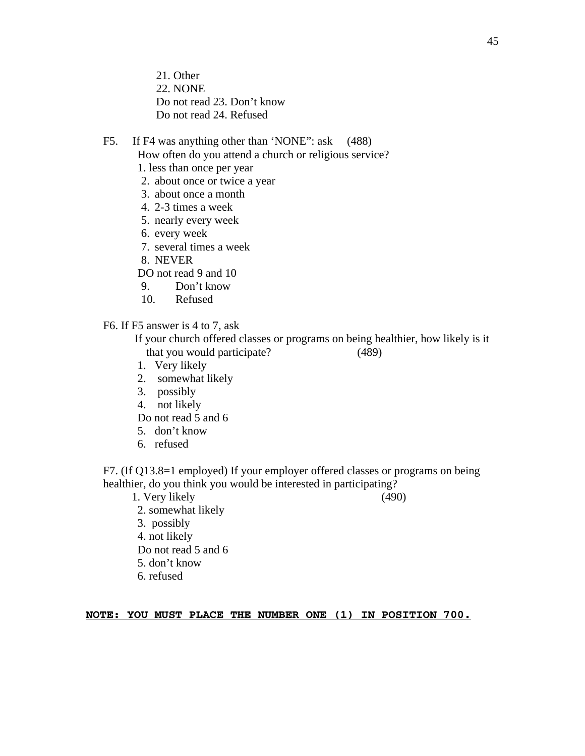21. Other
22. NONE
Do not read 23. Don't know
Do not read 24. Refused

F5. If F4 was anything other than 'NONE": ask (488)
How often do you attend a church or religious service?
1. less than once per year
2. about once or twice a year
3. about once a month
4. 2-3 times a week
5. nearly every week
6. every week
7. several times a week
8. NEVER
DO not read 9 and 10
9. Don't know
10. Refused

F6. If F5 answer is 4 to 7, ask
If your church offered classes or programs on being healthier, how likely is it that you would participate? (489)
1. Very likely
2. somewhat likely
3. possibly
4. not likely
Do not read 5 and 6
5. don't know
6. refused

F7. (If Q13.8=1 employed) If your employer offered classes or programs on being healthier, do you think you would be interested in participating?
1. Very likely (490)
2. somewhat likely
3. possibly
4. not likely
Do not read 5 and 6
5. don't know
6. refused

**NOTE: YOU MUST PLACE THE NUMBER ONE (1) IN POSITION 700.**